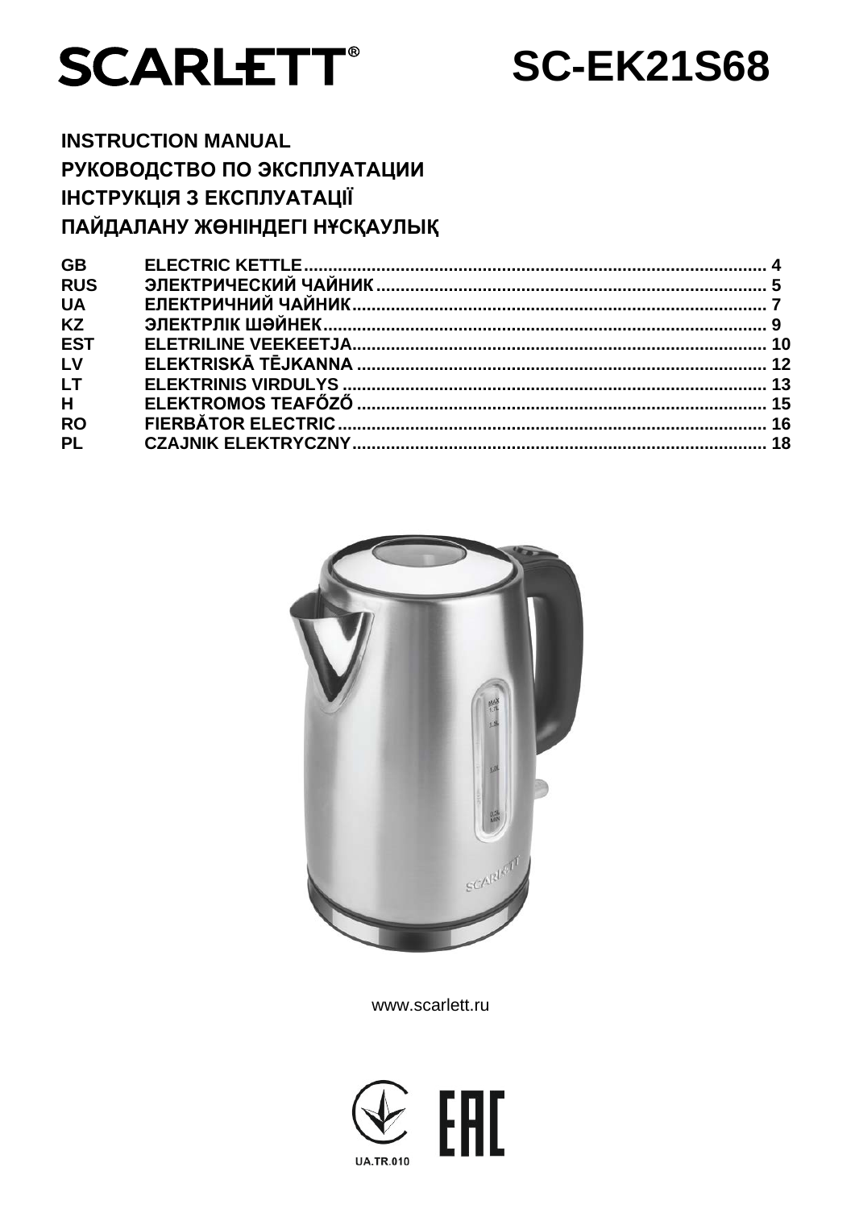# SCARLETT®

# SC-EK21S68

**INSTRUCTION MANUAL**
**РУКОВОДСТВО ПО ЭКСПЛУАТАЦИИ**
**ІНСТРУКЦІЯ З ЕКСПЛУАТАЦІЇ**
**ПАЙДАЛАНУ ЖӨНІНДЕГІ НҰСҚАУЛЫҚ**

| | | |
|---|---|---|
| GB | ELECTRIC KETTLE | 4 |
| RUS | ЭЛЕКТРИЧЕСКИЙ ЧАЙНИК | 5 |
| UA | ЕЛЕКТРИЧНИЙ ЧАЙНИК | 7 |
| KZ | ЭЛЕКТРЛІК ШӘЙНЕК | 9 |
| EST | ELETRILINE VEEKEETJA | 10 |
| LV | ELEKTRISKĀ TĒJKANNA | 12 |
| LT | ELEKTRINIS VIRDULYS | 13 |
| H | ELEKTROMOS TEAFŐZŐ | 15 |
| RO | FIERBĂTOR ELECTRIC | 16 |
| PL | CZAJNIK ELEKTRYCZNY | 18 |

www.scarlett.ru

UA.TR.010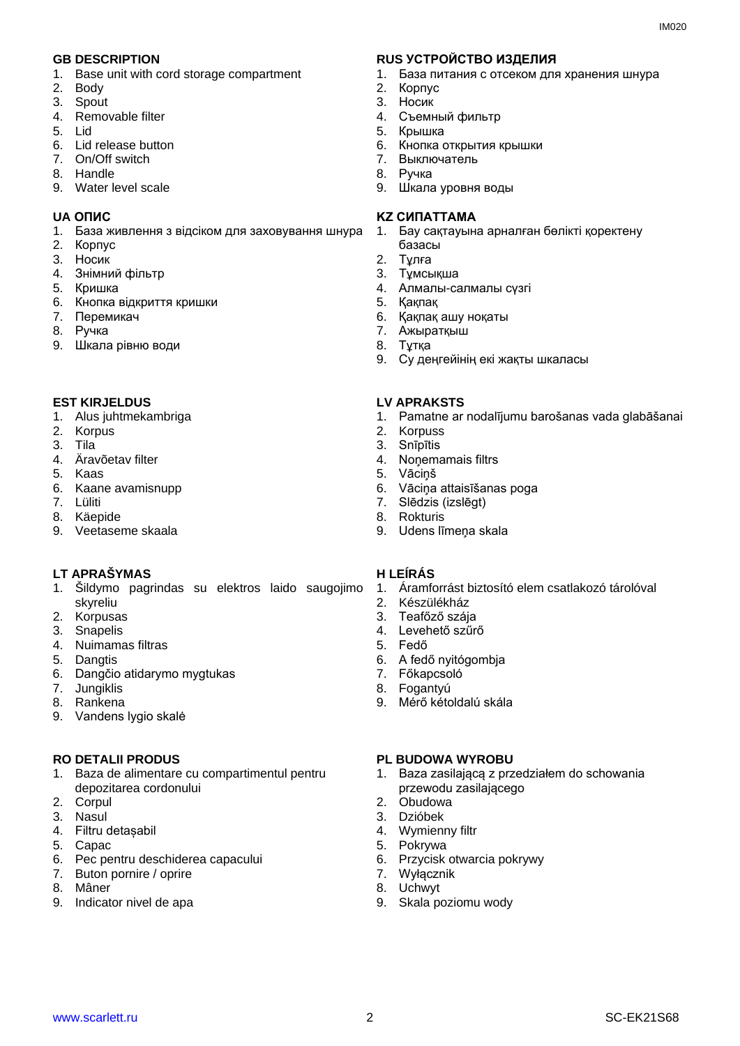## GB DESCRIPTION

1. Base unit with cord storage compartment
2. Body
3. Spout
4. Removable filter
5. Lid
6. Lid release button
7. On/Off switch
8. Handle
9. Water level scale

## RUS УСТРОЙСТВО ИЗДЕЛИЯ

1. База питания с отсеком для хранения шнура
2. Корпус
3. Носик
4. Съемный фильтр
5. Крышка
6. Кнопка открытия крышки
7. Выключатель
8. Ручка
9. Шкала уровня воды

## UA ОПИС

1. База живлення з відсіком для заховування шнура
2. Корпус
3. Носик
4. Знімний фільтр
5. Кришка
6. Кнопка відкриття кришки
7. Перемикач
8. Ручка
9. Шкала рівню води

## KZ СИПАТТАМА

1. Бау сақтауына арналған бөлікті қоректену базасы
2. Тұлға
3. Тұмсықша
4. Алмалы-салмалы сүзгі
5. Қақпақ
6. Қақпақ ашу ноқаты
7. Ажыратқыш
8. Тұтқа
9. Су деңгейінің екі жақты шкаласы

## EST KIRJELDUS

1. Alus juhtmekambriga
2. Korpus
3. Tila
4. Äravõetav filter
5. Kaas
6. Kaane avamisnupp
7. Lüliti
8. Käepide
9. Veetaseme skaala

## LV APRAKSTS

1. Pamatne ar nodalījumu barošanas vada glabāšanai
2. Korpuss
3. Snīpītis
4. Noņemamais filtrs
5. Vāciņš
6. Vāciņa attaisīšanas poga
7. Slēdzis (izslēgt)
8. Rokturis
9. Udens līmeņa skala

## LT APRAŠYMAS

1. Šildymo pagrindas su elektros laido saugojimo skyreliu
2. Korpusas
3. Snapelis
4. Nuimamas filtras
5. Dangtis
6. Dangčio atidarymo mygtukas
7. Jungiklis
8. Rankena
9. Vandens lygio skalė

## H LEÍRÁS

1. Áramforrást biztosító elem csatlakozó tárolóval
2. Készülékház
3. Teafőző szája
4. Levehető szűrő
5. Fedő
6. A fedő nyitógombja
7. Főkapcsoló
8. Fogantyú
9. Mérő kétoldalú skála

## RO DETALII PRODUS

1. Baza de alimentare cu compartimentul pentru depozitarea cordonului
2. Corpul
3. Nasul
4. Filtru detașabil
5. Capac
6. Pec pentru deschiderea capacului
7. Buton pornire / oprire
8. Mâner
9. Indicator nivel de apa

## PL BUDOWA WYROBU

1. Baza zasilającą z przedziałem do schowania przewodu zasilającego
2. Obudowa
3. Dzióbek
4. Wymienny filtr
5. Pokrywa
6. Przycisk otwarcia pokrywy
7. Wyłącznik
8. Uchwyt
9. Skala poziomu wody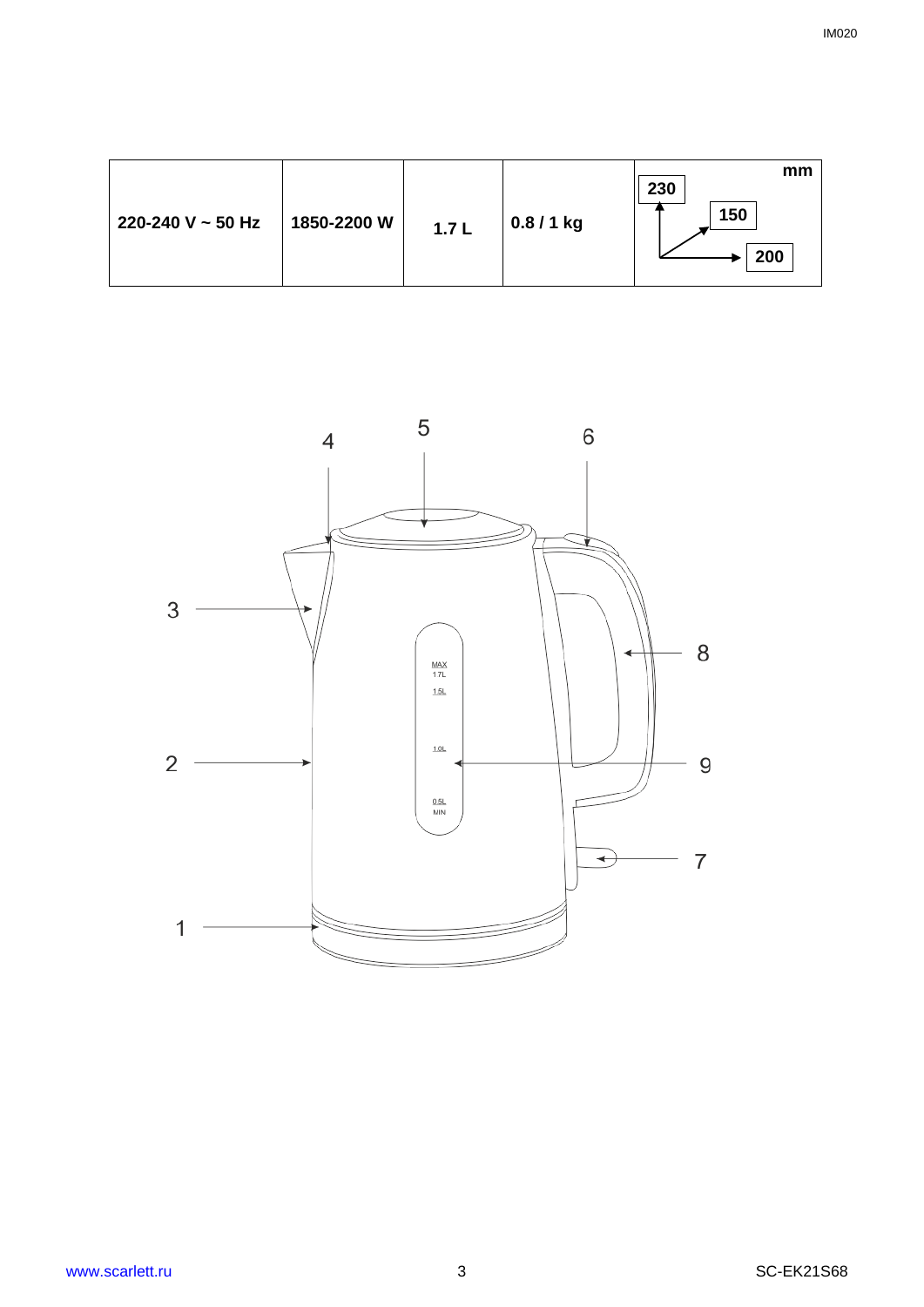| 220-240 V ~ 50 Hz | 1850-2200 W | 1.7 L | 0.8 / 1 kg | mm 230 150 200 |
|---|---|---|---|---|

4 5 6

3 8

MAX 1.7L 1.5L 1.0L 0.5L MIN

2 9

7

1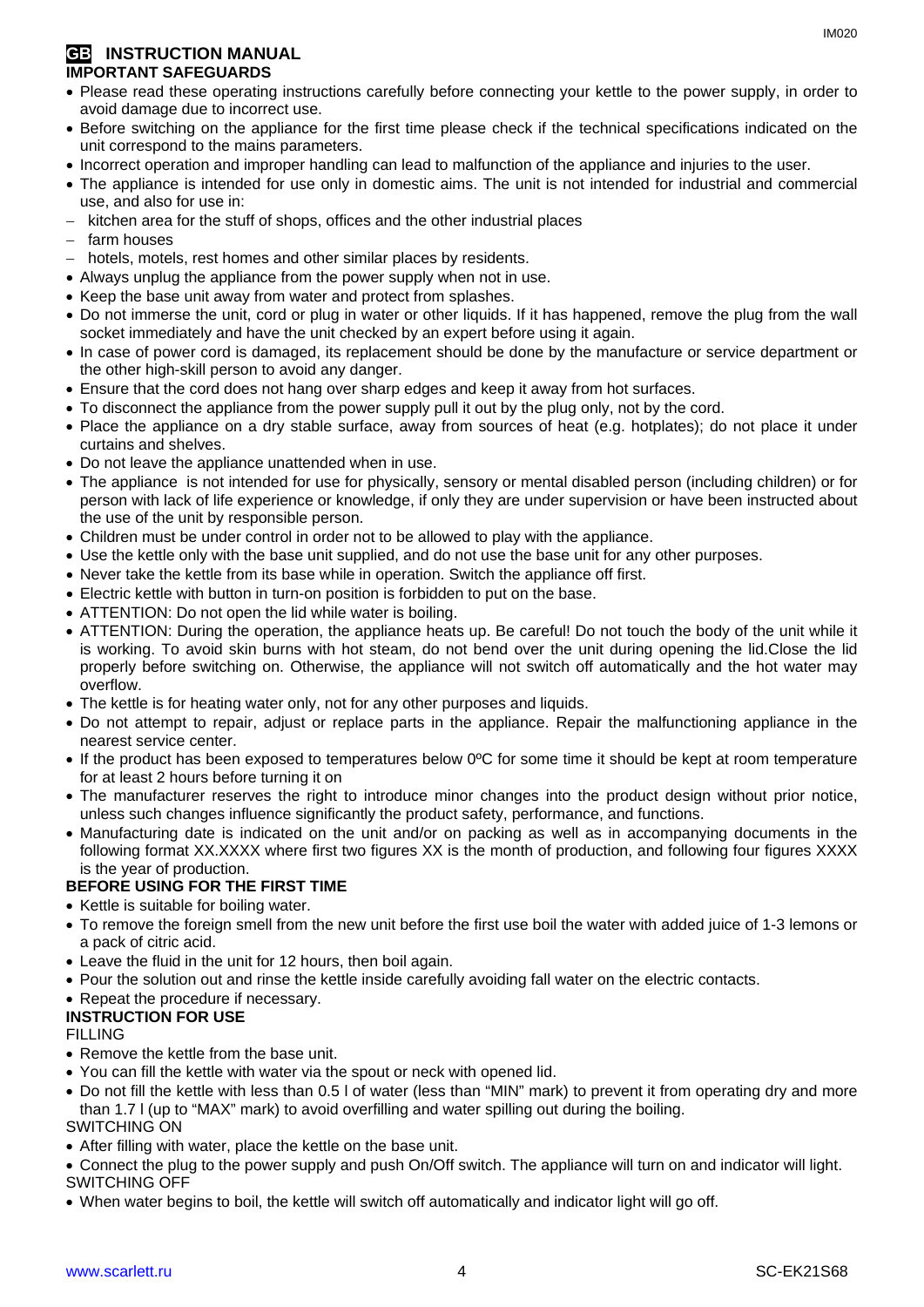## GB INSTRUCTION MANUAL

**IMPORTANT SAFEGUARDS**

- Please read these operating instructions carefully before connecting your kettle to the power supply, in order to avoid damage due to incorrect use.
- Before switching on the appliance for the first time please check if the technical specifications indicated on the unit correspond to the mains parameters.
- Incorrect operation and improper handling can lead to malfunction of the appliance and injuries to the user.
- The appliance is intended for use only in domestic aims. The unit is not intended for industrial and commercial use, and also for use in:
  - kitchen area for the stuff of shops, offices and the other industrial places
  - farm houses
  - hotels, motels, rest homes and other similar places by residents.
- Always unplug the appliance from the power supply when not in use.
- Keep the base unit away from water and protect from splashes.
- Do not immerse the unit, cord or plug in water or other liquids. If it has happened, remove the plug from the wall socket immediately and have the unit checked by an expert before using it again.
- In case of power cord is damaged, its replacement should be done by the manufacture or service department or the other high-skill person to avoid any danger.
- Ensure that the cord does not hang over sharp edges and keep it away from hot surfaces.
- To disconnect the appliance from the power supply pull it out by the plug only, not by the cord.
- Place the appliance on a dry stable surface, away from sources of heat (e.g. hotplates); do not place it under curtains and shelves.
- Do not leave the appliance unattended when in use.
- The appliance is not intended for use for physically, sensory or mental disabled person (including children) or for person with lack of life experience or knowledge, if only they are under supervision or have been instructed about the use of the unit by responsible person.
- Children must be under control in order not to be allowed to play with the appliance.
- Use the kettle only with the base unit supplied, and do not use the base unit for any other purposes.
- Never take the kettle from its base while in operation. Switch the appliance off first.
- Electric kettle with button in turn-on position is forbidden to put on the base.
- ATTENTION: Do not open the lid while water is boiling.
- ATTENTION: During the operation, the appliance heats up. Be careful! Do not touch the body of the unit while it is working. To avoid skin burns with hot steam, do not bend over the unit during opening the lid.Close the lid properly before switching on. Otherwise, the appliance will not switch off automatically and the hot water may overflow.
- The kettle is for heating water only, not for any other purposes and liquids.
- Do not attempt to repair, adjust or replace parts in the appliance. Repair the malfunctioning appliance in the nearest service center.
- If the product has been exposed to temperatures below 0ºC for some time it should be kept at room temperature for at least 2 hours before turning it on
- The manufacturer reserves the right to introduce minor changes into the product design without prior notice, unless such changes influence significantly the product safety, performance, and functions.
- Manufacturing date is indicated on the unit and/or on packing as well as in accompanying documents in the following format XX.XXXX where first two figures XX is the month of production, and following four figures XXXX is the year of production.

**BEFORE USING FOR THE FIRST TIME**

- Kettle is suitable for boiling water.
- To remove the foreign smell from the new unit before the first use boil the water with added juice of 1-3 lemons or a pack of citric acid.
- Leave the fluid in the unit for 12 hours, then boil again.
- Pour the solution out and rinse the kettle inside carefully avoiding fall water on the electric contacts.
- Repeat the procedure if necessary.

**INSTRUCTION FOR USE**

FILLING

- Remove the kettle from the base unit.
- You can fill the kettle with water via the spout or neck with opened lid.
- Do not fill the kettle with less than 0.5 l of water (less than "MIN" mark) to prevent it from operating dry and more than 1.7 l (up to "MAX" mark) to avoid overfilling and water spilling out during the boiling.

SWITCHING ON

- After filling with water, place the kettle on the base unit.
- Connect the plug to the power supply and push On/Off switch. The appliance will turn on and indicator will light.

SWITCHING OFF

- When water begins to boil, the kettle will switch off automatically and indicator light will go off.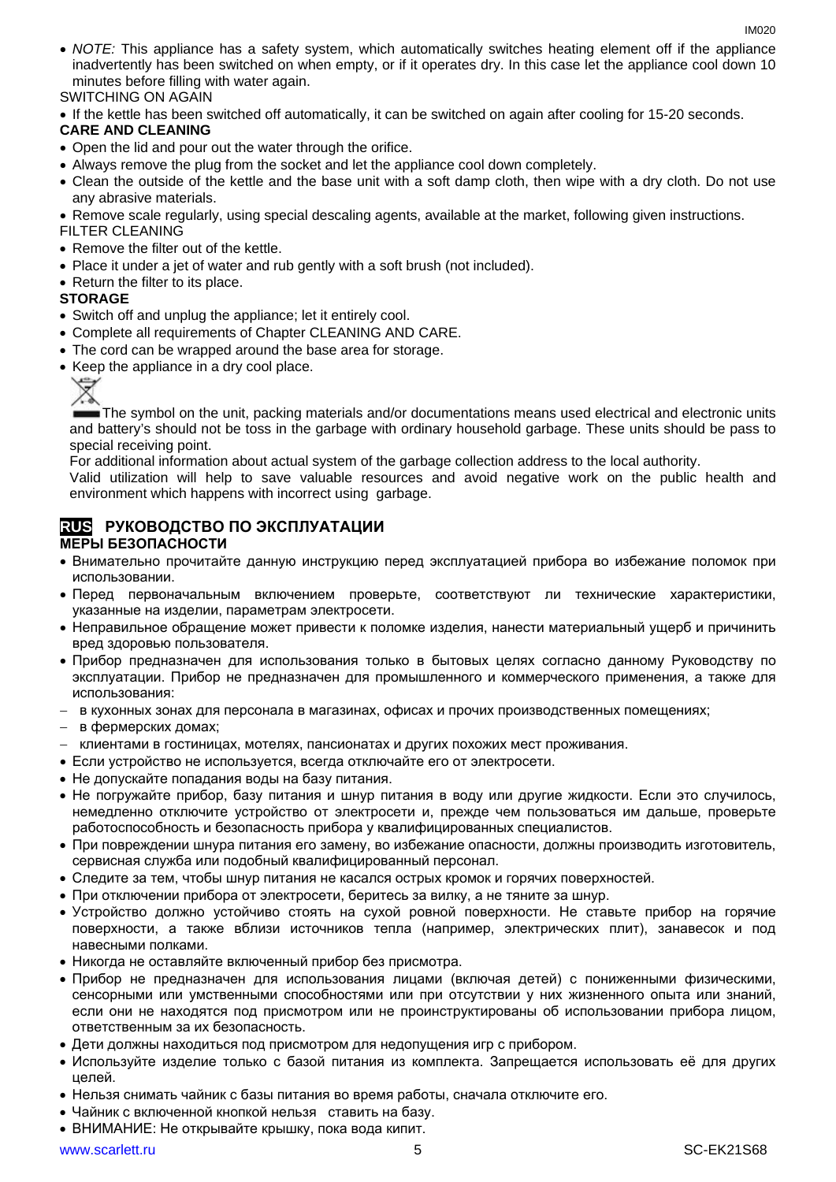- *NOTE:* This appliance has a safety system, which automatically switches heating element off if the appliance inadvertently has been switched on when empty, or if it operates dry. In this case let the appliance cool down 10 minutes before filling with water again.

SWITCHING ON AGAIN

- If the kettle has been switched off automatically, it can be switched on again after cooling for 15-20 seconds.

**CARE AND CLEANING**

- Open the lid and pour out the water through the orifice.
- Always remove the plug from the socket and let the appliance cool down completely.
- Clean the outside of the kettle and the base unit with a soft damp cloth, then wipe with a dry cloth. Do not use any abrasive materials.
- Remove scale regularly, using special descaling agents, available at the market, following given instructions.

FILTER CLEANING

- Remove the filter out of the kettle.
- Place it under a jet of water and rub gently with a soft brush (not included).
- Return the filter to its place.

**STORAGE**

- Switch off and unplug the appliance; let it entirely cool.
- Complete all requirements of Chapter CLEANING AND CARE.
- The cord can be wrapped around the base area for storage.
- Keep the appliance in a dry cool place.

The symbol on the unit, packing materials and/or documentations means used electrical and electronic units and battery's should not be toss in the garbage with ordinary household garbage. These units should be pass to special receiving point.

For additional information about actual system of the garbage collection address to the local authority.

Valid utilization will help to save valuable resources and avoid negative work on the public health and environment which happens with incorrect using garbage.

## RUS РУКОВОДСТВО ПО ЭКСПЛУАТАЦИИ

**МЕРЫ БЕЗОПАСНОСТИ**

- Внимательно прочитайте данную инструкцию перед эксплуатацией прибора во избежание поломок при использовании.
- Перед первоначальным включением проверьте, соответствуют ли технические характеристики, указанные на изделии, параметрам электросети.
- Неправильное обращение может привести к поломке изделия, нанести материальный ущерб и причинить вред здоровью пользователя.
- Прибор предназначен для использования только в бытовых целях согласно данному Руководству по эксплуатации. Прибор не предназначен для промышленного и коммерческого применения, а также для использования:
  - в кухонных зонах для персонала в магазинах, офисах и прочих производственных помещениях;
  - в фермерских домах;
  - клиентами в гостиницах, мотелях, пансионатах и других похожих мест проживания.
- Если устройство не используется, всегда отключайте его от электросети.
- Не допускайте попадания воды на базу питания.
- Не погружайте прибор, базу питания и шнур питания в воду или другие жидкости. Если это случилось, немедленно отключите устройство от электросети и, прежде чем пользоваться им дальше, проверьте работоспособность и безопасность прибора у квалифицированных специалистов.
- При повреждении шнура питания его замену, во избежание опасности, должны производить изготовитель, сервисная служба или подобный квалифицированный персонал.
- Следите за тем, чтобы шнур питания не касался острых кромок и горячих поверхностей.
- При отключении прибора от электросети, беритесь за вилку, а не тяните за шнур.
- Устройство должно устойчиво стоять на сухой ровной поверхности. Не ставьте прибор на горячие поверхности, а также вблизи источников тепла (например, электрических плит), занавесок и под навесными полками.
- Никогда не оставляйте включенный прибор без присмотра.
- Прибор не предназначен для использования лицами (включая детей) с пониженными физическими, сенсорными или умственными способностями или при отсутствии у них жизненного опыта или знаний, если они не находятся под присмотром или не проинструктированы об использовании прибора лицом, ответственным за их безопасность.
- Дети должны находиться под присмотром для недопущения игр с прибором.
- Используйте изделие только с базой питания из комплекта. Запрещается использовать её для других целей.
- Нельзя снимать чайник с базы питания во время работы, сначала отключите его.
- Чайник с включенной кнопкой нельзя ставить на базу.
- ВНИМАНИЕ: Не открывайте крышку, пока вода кипит.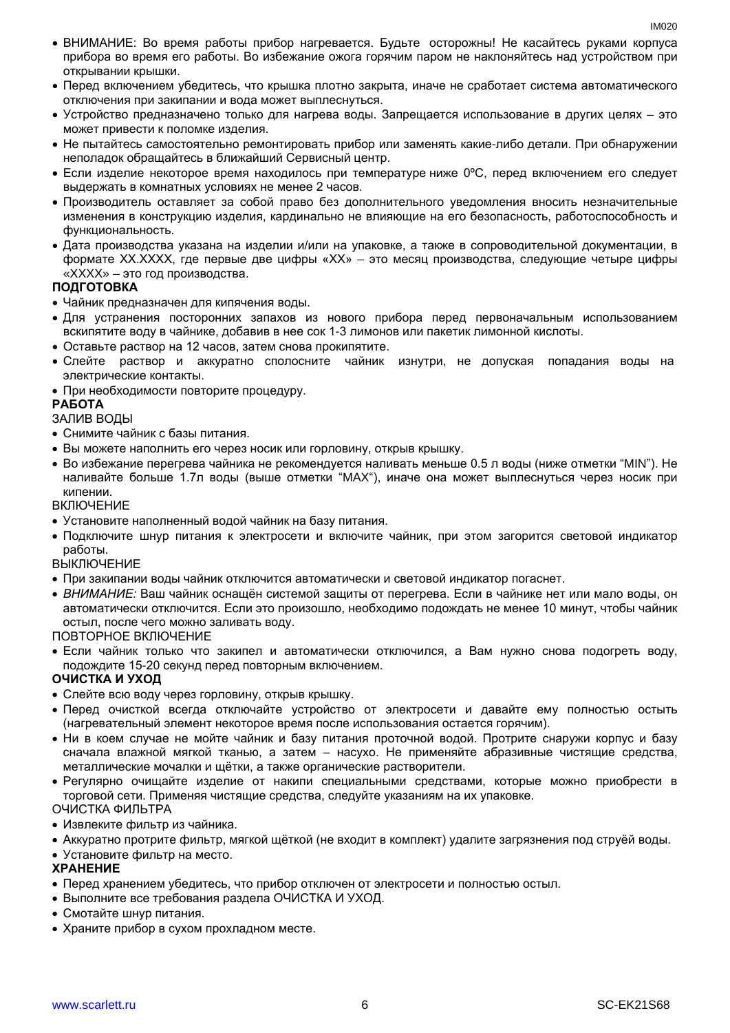- ВНИМАНИЕ: Во время работы прибор нагревается. Будьте осторожны! Не касайтесь руками корпуса прибора во время его работы. Во избежание ожога горячим паром не наклоняйтесь над устройством при открывании крышки.
- Перед включением убедитесь, что крышка плотно закрыта, иначе не сработает система автоматического отключения при закипании и вода может выплеснуться.
- Устройство предназначено только для нагрева воды. Запрещается использование в других целях – это может привести к поломке изделия.
- Не пытайтесь самостоятельно ремонтировать прибор или заменять какие-либо детали. При обнаружении неполадок обращайтесь в ближайший Сервисный центр.
- Если изделие некоторое время находилось при температуре ниже 0ºC, перед включением его следует выдержать в комнатных условиях не менее 2 часов.
- Производитель оставляет за собой право без дополнительного уведомления вносить незначительные изменения в конструкцию изделия, кардинально не влияющие на его безопасность, работоспособность и функциональность.
- Дата производства указана на изделии и/или на упаковке, а также в сопроводительной документации, в формате XX.XXXX, где первые две цифры «XX» – это месяц производства, следующие четыре цифры «XXXX» – это год производства.

**ПОДГОТОВКА**

- Чайник предназначен для кипячения воды.
- Для устранения посторонних запахов из нового прибора перед первоначальным использованием вскипятите воду в чайнике, добавив в нее сок 1-3 лимонов или пакетик лимонной кислоты.
- Оставьте раствор на 12 часов, затем снова прокипятите.
- Слейте раствор и аккуратно сполосните чайник изнутри, не допуская попадания воды на электрические контакты.
- При необходимости повторите процедуру.

**РАБОТА**

ЗАЛИВ ВОДЫ

- Снимите чайник с базы питания.
- Вы можете наполнить его через носик или горловину, открыв крышку.
- Во избежание перегрева чайника не рекомендуется наливать меньше 0.5 л воды (ниже отметки "MIN"). Не наливайте больше 1.7л воды (выше отметки "MAX"), иначе она может выплеснуться через носик при кипении.

ВКЛЮЧЕНИЕ

- Установите наполненный водой чайник на базу питания.
- Подключите шнур питания к электросети и включите чайник, при этом загорится световой индикатор работы.

ВЫКЛЮЧЕНИЕ

- При закипании воды чайник отключится автоматически и световой индикатор погаснет.
- *ВНИМАНИЕ:* Ваш чайник оснащён системой защиты от перегрева. Если в чайнике нет или мало воды, он автоматически отключится. Если это произошло, необходимо подождать не менее 10 минут, чтобы чайник остыл, после чего можно заливать воду.

ПОВТОРНОЕ ВКЛЮЧЕНИЕ

- Если чайник только что закипел и автоматически отключился, а Вам нужно снова подогреть воду, подождите 15-20 секунд перед повторным включением.

**ОЧИСТКА И УХОД**

- Слейте всю воду через горловину, открыв крышку.
- Перед очисткой всегда отключайте устройство от электросети и давайте ему полностью остыть (нагревательный элемент некоторое время после использования остается горячим).
- Ни в коем случае не мойте чайник и базу питания проточной водой. Протрите снаружи корпус и базу сначала влажной мягкой тканью, а затем – насухо. Не применяйте абразивные чистящие средства, металлические мочалки и щётки, а также органические растворители.
- Регулярно очищайте изделие от накипи специальными средствами, которые можно приобрести в торговой сети. Применяя чистящие средства, следуйте указаниям на их упаковке.

ОЧИСТКА ФИЛЬТРА

- Извлеките фильтр из чайника.
- Аккуратно протрите фильтр, мягкой щёткой (не входит в комплект) удалите загрязнения под струёй воды.
- Установите фильтр на место.

**ХРАНЕНИЕ**

- Перед хранением убедитесь, что прибор отключен от электросети и полностью остыл.
- Выполните все требования раздела ОЧИСТКА И УХОД.
- Смотайте шнур питания.
- Храните прибор в сухом прохладном месте.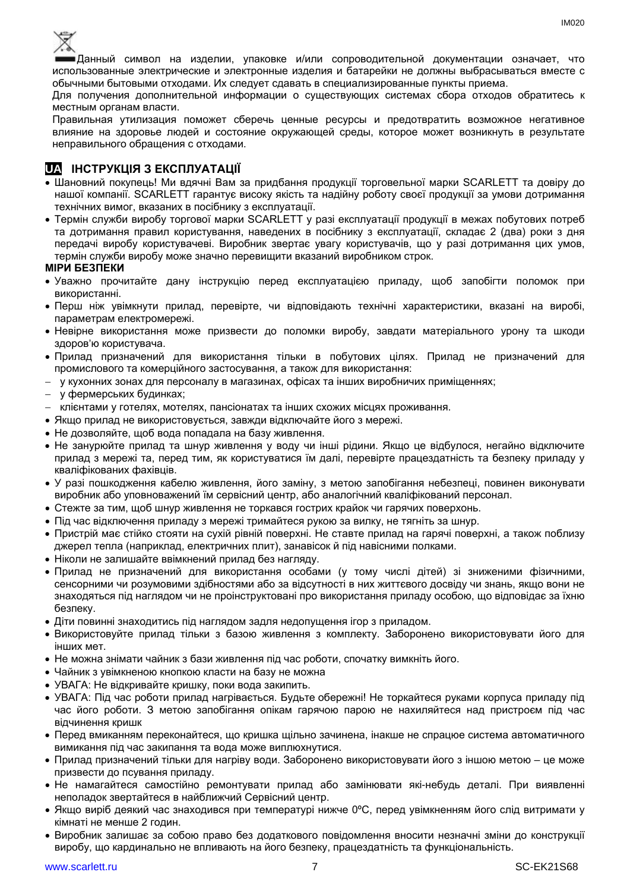Данный символ на изделии, упаковке и/или сопроводительной документации означает, что использованные электрические и электронные изделия и батарейки не должны выбрасываться вместе с обычными бытовыми отходами. Их следует сдавать в специализированные пункты приема.

Для получения дополнительной информации о существующих системах сбора отходов обратитесь к местным органам власти.

Правильная утилизация поможет сберечь ценные ресурсы и предотвратить возможное негативное влияние на здоровье людей и состояние окружающей среды, которое может возникнуть в результате неправильного обращения с отходами.

## UA ІНСТРУКЦІЯ З ЕКСПЛУАТАЦІЇ

- Шановний покупець! Ми вдячні Вам за придбання продукції торговельної марки SCARLETT та довіру до нашої компанії. SCARLETT гарантує високу якість та надійну роботу своєї продукції за умови дотримання технічних вимог, вказаних в посібнику з експлуатації.
- Термін служби виробу торгової марки SCARLETT у разі експлуатації продукції в межах побутових потреб та дотримання правил користування, наведених в посібнику з експлуатації, складає 2 (два) роки з дня передачі виробу користувачеві. Виробник звертає увагу користувачів, що у разі дотримання цих умов, термін служби виробу може значно перевищити вказаний виробником строк.

**МІРИ БЕЗПЕКИ**

- Уважно прочитайте дану інструкцію перед експлуатацією приладу, щоб запобігти поломок при використанні.
- Перш ніж увімкнути прилад, перевірте, чи відповідають технічні характеристики, вказані на виробі, параметрам електромережі.
- Невірне використання може призвести до поломки виробу, завдати матеріального урону та шкоди здоров'ю користувача.
- Прилад призначений для використання тільки в побутових цілях. Прилад не призначений для промислового та комерційного застосування, а також для використання:
  - у кухонних зонах для персоналу в магазинах, офісах та інших виробничих приміщеннях;
  - у фермерських будинках;
  - клієнтами у готелях, мотелях, пансіонатах та інших схожих місцях проживання.
- Якщо прилад не використовується, завжди відключайте його з мережі.
- Не дозволяйте, щоб вода попадала на базу живлення.
- Не занурюйте прилад та шнур живлення у воду чи інші рідини. Якщо це відбулося, негайно відключите прилад з мережі та, перед тим, як користуватися їм далі, перевірте працездатність та безпеку приладу у кваліфікованих фахівців.
- У разі пошкодження кабелю живлення, його заміну, з метою запобігання небезпеці, повинен виконувати виробник або уповноважений їм сервісний центр, або аналогічний кваліфікований персонал.
- Стежте за тим, щоб шнур живлення не торкався гострих крайок чи гарячих поверхонь.
- Під час відключення приладу з мережі тримайтеся рукою за вилку, не тягніть за шнур.
- Пристрій має стійко стояти на сухій рівній поверхні. Не ставте прилад на гарячі поверхні, а також поблизу джерел тепла (наприклад, електричних плит), занавісок й під навісними полками.
- Ніколи не залишайте ввімкнений прилад без нагляду.
- Прилад не призначений для використання особами (у тому числі дітей) зі зниженими фізичними, сенсорними чи розумовими здібностями або за відсутності в них життєвого досвіду чи знань, якщо вони не знаходяться під наглядом чи не проінструктовані про використання приладу особою, що відповідає за їхню безпеку.
- Діти повинні знаходитись під наглядом задля недопущення ігор з приладом.
- Використовуйте прилад тільки з базою живлення з комплекту. Заборонено використовувати його для інших мет.
- Не можна знімати чайник з бази живлення під час роботи, спочатку вимкніть його.
- Чайник з увімкненою кнопкою класти на базу не можна
- УВАГА: Не відкривайте кришку, поки вода закипить.
- УВАГА: Під час роботи прилад нагрівається. Будьте обережні! Не торкайтеся руками корпуса приладу під час його роботи. З метою запобігання опікам гарячою парою не нахиляйтеся над пристроєм під час відчинення кришк
- Перед вмиканням переконайтеся, що кришка щільно зачинена, інакше не спрацює система автоматичного вимикання під час закипання та вода може виплюхнутися.
- Прилад призначений тільки для нагріву води. Заборонено використовувати його з іншою метою – це може призвести до псування приладу.
- Не намагайтеся самостійно ремонтувати прилад або замінювати які-небудь деталі. При виявленні неполадок звертайтеся в найближчий Сервісний центр.
- Якщо виріб деякий час знаходився при температурі нижче 0ºС, перед увімкненням його слід витримати у кімнаті не менше 2 годин.
- Виробник залишає за собою право без додаткового повідомлення вносити незначні зміни до конструкції виробу, що кардинально не впливають на його безпеку, працездатність та функціональність.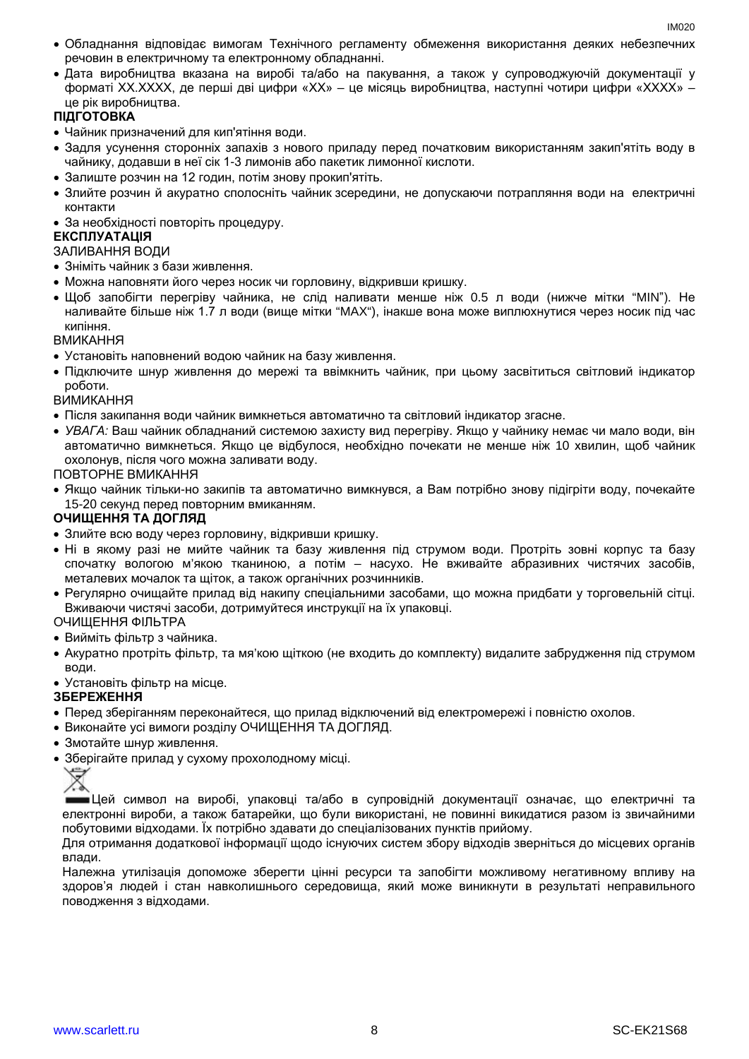- Обладнання відповідає вимогам Технічного регламенту обмеження використання деяких небезпечних речовин в електричному та електронному обладнанні.
- Дата виробництва вказана на виробі та/або на пакування, а також у супроводжуючій документації у форматі XX.XXXX, де перші дві цифри «XX» – це місяць виробництва, наступні чотири цифри «XXXX» – це рік виробництва.

**ПІДГОТОВКА**

- Чайник призначений для кип'ятіння води.
- Задля усунення сторонніх запахів з нового приладу перед початковим використанням закип'ятіть воду в чайнику, додавши в неї сік 1-3 лимонів або пакетик лимонної кислоти.
- Залиште розчин на 12 годин, потім знову прокип'ятіть.
- Злийте розчин й акуратно сполосніть чайник зсередини, не допускаючи потрапляння води на електричні контакти
- За необхідності повторіть процедуру.

**ЕКСПЛУАТАЦІЯ**

ЗАЛИВАННЯ ВОДИ

- Зніміть чайник з бази живлення.
- Можна наповняти його через носик чи горловину, відкривши кришку.
- Щоб запобігти перегріву чайника, не слід наливати менше ніж 0.5 л води (нижче мітки "MIN"). Не наливайте більше ніж 1.7 л води (вище мітки "MAX"), інакше вона може виплюхнутися через носик під час кипіння.

ВМИКАННЯ

- Установіть наповнений водою чайник на базу живлення.
- Підключите шнур живлення до мережі та ввімкнить чайник, при цьому засвітиться світловий індикатор роботи.

ВИМИКАННЯ

- Після закипання води чайник вимкнеться автоматично та світловий індикатор згасне.
- *УВАГА:* Ваш чайник обладнаний системою захисту вид перегріву. Якщо у чайнику немає чи мало води, він автоматично вимкнеться. Якщо це відбулося, необхідно почекати не менше ніж 10 хвилин, щоб чайник охолонув, після чого можна заливати воду.

ПОВТОРНЕ ВМИКАННЯ

- Якщо чайник тільки-но закипів та автоматично вимкнувся, а Вам потрібно знову підігріти воду, почекайте 15-20 секунд перед повторним вмиканням.

**ОЧИЩЕННЯ ТА ДОГЛЯД**

- Злийте всю воду через горловину, відкривши кришку.
- Ні в якому разі не мийте чайник та базу живлення під струмом води. Протріть зовні корпус та базу спочатку вологою м'якою тканиною, а потім – насухо. Не вживайте абразивних чистячих засобів, металевих мочалок та щіток, а також органічних розчинників.
- Регулярно очищайте прилад від накипу спеціальними засобами, що можна придбати у торговельній сітці. Вживаючи чистячі засоби, дотримуйтеся инструкції на їх упаковці.

ОЧИЩЕННЯ ФІЛЬТРА

- Вийміть фільтр з чайника.
- Акуратно протріть фільтр, та м'якою щіткою (не входить до комплекту) видалите забрудження під струмом води.
- Установіть фільтр на місце.

**ЗБЕРЕЖЕННЯ**

- Перед зберіганням переконайтеся, що прилад відключений від електромережі і повністю охолов.
- Виконайте усі вимоги розділу ОЧИЩЕННЯ ТА ДОГЛЯД.
- Змотайте шнур живлення.
- Зберігайте прилад у сухому прохолодному місці.

Цей символ на виробі, упаковці та/або в супровідній документації означає, що електричні та електронні вироби, а також батарейки, що були використані, не повинні викидатися разом із звичайними побутовими відходами. Їх потрібно здавати до спеціалізованих пунктів прийому.

Для отримання додаткової інформації щодо існуючих систем збору відходів зверніться до місцевих органів влади.

Належна утилізація допоможе зберегти цінні ресурси та запобігти можливому негативному впливу на здоров'я людей і стан навколишнього середовища, який може виникнути в результаті неправильного поводження з відходами.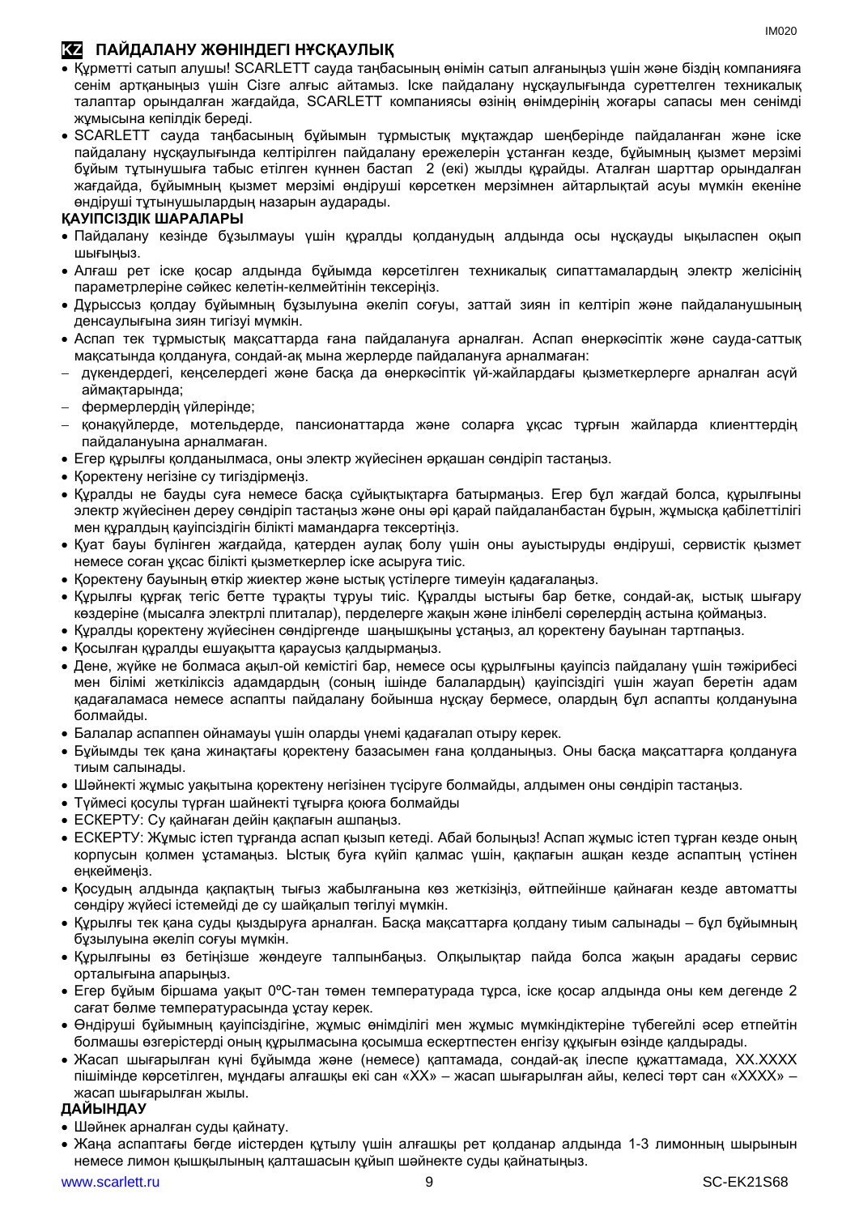## KZ ПАЙДАЛАНУ ЖӨНІНДЕГІ НҰСҚАУЛЫҚ

- Құрметті сатып алушы! SCARLETT сауда таңбасының өнімін сатып алғаныңыз үшін және біздің компанияға сенім артқаныңыз үшін Сізге алғыс айтамыз. Іске пайдалану нұсқаулығында суреттелген техникалық талаптар орындалған жағдайда, SCARLETT компаниясы өзінің өнімдерінің жоғары сапасы мен сенімді жұмысына кепілдік береді.
- SCARLETT сауда таңбасының бұйымын тұрмыстық мұқтаждар шеңберінде пайдаланған және іске пайдалану нұсқаулығында келтірілген пайдалану ережелерін ұстанған кезде, бұйымның қызмет мерзімі бұйым тұтынушыға табыс етілген күннен бастап 2 (екі) жылды құрайды. Аталған шарттар орындалған жағдайда, бұйымның қызмет мерзімі өндіруші көрсеткен мерзімнен айтарлықтай асуы мүмкін екеніне өндіруші тұтынушылардың назарын аударады.

**ҚАУІПСІЗДІК ШАРАЛАРЫ**

- Пайдалану кезінде бұзылмауы үшін құралды қолданудың алдында осы нұсқауды ықыласпен оқып шығыңыз.
- Алғаш рет іске қосар алдында бұйымда көрсетілген техникалық сипаттамалардың электр желісінің параметрлеріне сәйкес келетін-келмейтінін тексеріңіз.
- Дұрыссыз қолдау бұйымының бұзылуына әкеліп соғуы, заттай зиян іп келтіріп және пайдаланушының денсаулығына зиян тигізуі мүмкін.
- Аспап тек тұрмыстық мақсаттарда ғана пайдалануға арналған. Аспап өнеркәсіптік және сауда-саттық мақсатында қолдануға, сондай-ақ мына жерлерде пайдалануға арналмаған:
  - дүкендердегі, кеңселердегі және басқа да өнеркәсіптік үй-жайлардағы қызметкерлерге арналған асүй аймақтарында;
  - фермерлердің үйлерінде;
  - қонақүйлерде, мотельдерде, пансионаттарда және соларға ұқсас тұрғын жайларда клиенттердің пайдалануына арналмаған.
- Егер құрылғы қолданылмаса, оны электр жүйесінен әрқашан сөндіріп тастаңыз.
- Қоректену негізіне су тигіздірмеңіз.
- Құралды не бауды суға немесе басқа сұйықтықтарға батырмаңыз. Егер бұл жағдай болса, құрылғыны электр жүйесінен дереу сөндіріп тастаңыз және оны әрі қарай пайдаланбастан бұрын, жұмысқа қабілеттілігі мен құралдың қауіпсіздігін білікті мамандарға тексертіңіз.
- Қуат бауы бүлінген жағдайда, қатерден аулақ болу үшін оны ауыстыруды өндіруші, сервистік қызмет немесе соған ұқсас білікті қызметкерлер іске асыруға тиіс.
- Қоректену бауының өткір жиектер және ыстық үстілерге тимеуін қадағалаңыз.
- Құрылғы құрғақ тегіс бетте тұрақты тұруы тиіс. Құралды ыстығы бар бетке, сондай-ақ, ыстық шығару көздеріне (мысалға электрлі плиталар), перделерге жақын және ілінбелі сөрелердің астына қоймаңыз.
- Құралды қоректену жүйесінен сөндіргенде шаңышқыны ұстаңыз, ал қоректену бауынан тартпаңыз.
- Қосылған құралды ешуақытта қараусыз қалдырмаңыз.
- Дене, жүйке не болмаса ақыл-ой кемістігі бар, немесе осы құрылғыны қауіпсіз пайдалану үшін тәжірибесі мен білімі жеткіліксіз адамдардың (соның ішінде балалардың) қауіпсіздігі үшін жауап беретін адам қадағаламаса немесе аспапты пайдалану бойынша нұсқау бермесе, олардың бұл аспапты қолдануына болмайды.
- Балалар аспаппен ойнамауы үшін оларды үнемі қадағалап отыру керек.
- Бұйымды тек қана жинақтағы қоректену базасымен ғана қолданыңыз. Оны басқа мақсаттарға қолдануға тиым салынады.
- Шәйнекті жұмыс уақытына қоректену негізінен түсіруге болмайды, алдымен оны сөндіріп тастаңыз.
- Түймесі қосулы тұрған шайнекті тұғырға қоюға болмайды
- ЕСКЕРТУ: Су қайнаған дейін қақпағын ашпаңыз.
- ЕСКЕРТУ: Жұмыс істеп тұрғанда аспап қызып кетеді. Абай болыңыз! Аспап жұмыс істеп тұрған кезде оның корпусын қолмен ұстамаңыз. Ыстық буға күйіп қалмас үшін, қақпағын ашқан кезде аспаптың үстінен еңкеймеңіз.
- Қосудың алдында қақпақтың тығыз жабылғанына көз жеткізіңіз, әйтпейінше қайнаған кезде автоматты сөндіру жүйесі істемейді де су шайқалып төгілуі мүмкін.
- Құрылғы тек қана суды қыздыруға арналған. Басқа мақсаттарға қолдану тиым салынады – бұл бұйымның бұзылуына әкеліп соғуы мүмкін.
- Құрылғыны өз бетіңізше жөндеуге талпынбаңыз. Олқылықтар пайда болса жақын арадағы сервис орталығына апарыңыз.
- Егер бұйым біршама уақыт 0ºC-тан төмен температурада тұрса, іске қосар алдында оны кем дегенде 2 сағат бөлме температурасында ұстау керек.
- Өндіруші бұйымның қауіпсіздігіне, жұмыс өнімділігі мен жұмыс мүмкіндіктеріне түбегейлі әсер етпейтін болмашы өзгерістерді оның құрылмасына қосымша ескертпестен енгізу құқығын өзінде қалдырады.
- Жасап шығарылған күні бұйымда және (немесе) қаптамада, сондай-ақ ілеспе құжаттамада, XX.XXXX пішімінде көрсетілген, мұндағы алғашқы екі сан «XX» – жасап шығарылған айы, келесі төрт сан «XXXX» – жасап шығарылған жылы.

**ДАЙЫНДАУ**

- Шәйнек арналған суды қайнату.
- Жаңа аспаптағы бөгде иістерден құтылу үшін алғашқы рет қолданар алдында 1-3 лимонның шырынын немесе лимон қышқылының қалташасын құйып шәйнекте суды қайнатыңыз.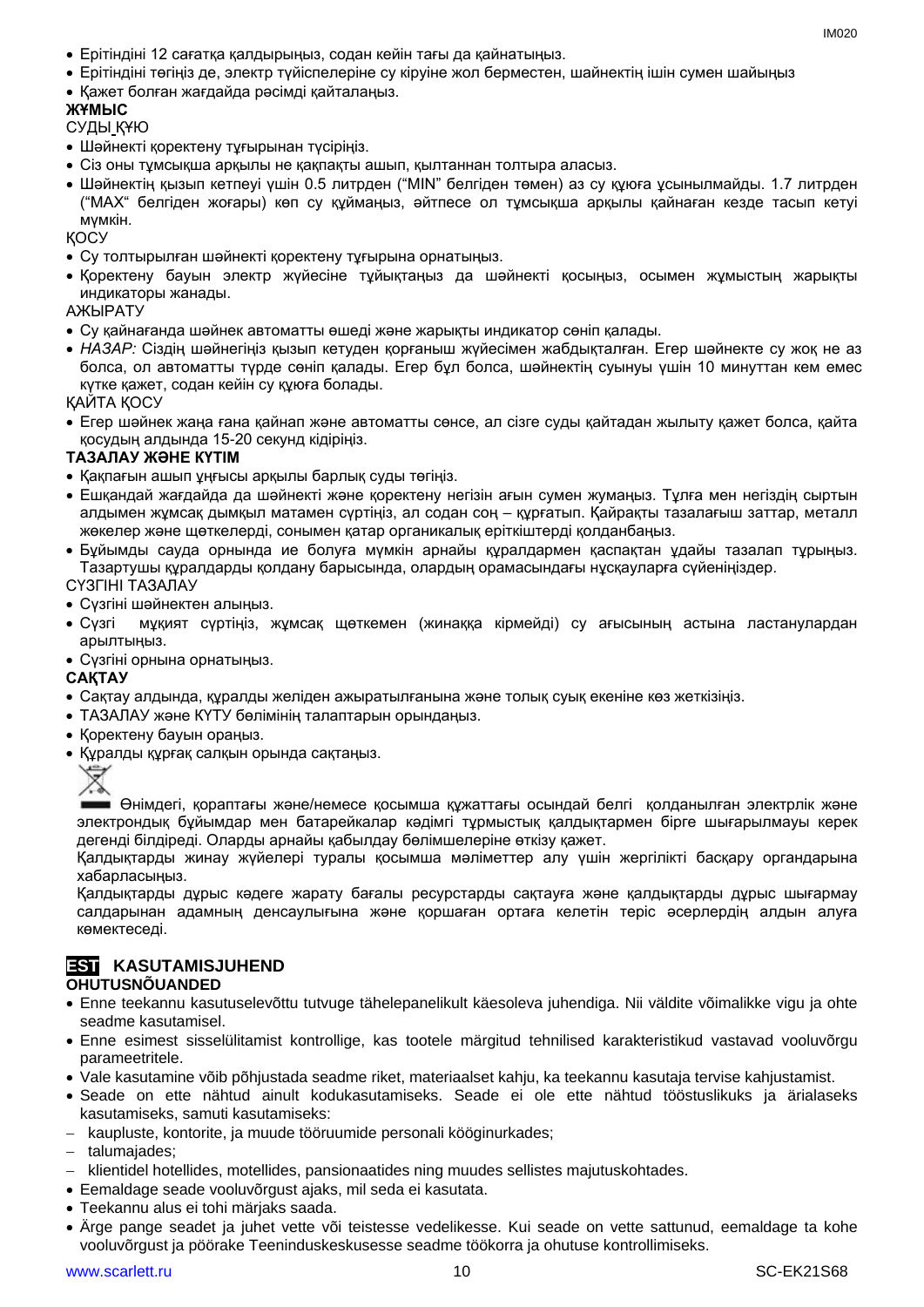- Ерітіндіні 12 сағатқа қалдырыңыз, содан кейін тағы да қайнатыңыз.
- Ерітіндіні төгіңіз де, электр түйіспелеріне су кіруіне жол берместен, шәйнектің ішін сумен шайыңыз
- Қажет болған жағдайда рәсімді қайталаңыз.

**ЖҰМЫС**

СУДЫ ҚҰЮ

- Шәйнекті қоректену тұғырынан түсіріңіз.
- Сіз оны тұмсықша арқылы не қақпақты ашып, қылтаннан толтыра аласыз.
- Шәйнектің қызып кетпеуі үшін 0.5 литрден ("MIN" белгіден төмен) аз су құюға ұсынылмайды. 1.7 литрден ("MAX" белгіден жоғары) көп су құймаңыз, әйтпесе ол тұмсықша арқылы қайнаған кезде тасып кетуі мүмкін.

ҚОСУ

- Су толтырылған шәйнекті қоректену тұғырына орнатыңыз.
- Қоректену бауын электр жүйесіне тұйықтаңыз да шәйнекті қосыңыз, осымен жұмыстың жарықты индикаторы жанады.

АЖЫРАТУ

- Су қайнағанда шәйнек автоматты өшеді және жарықты индикатор сөніп қалады.
- *НАЗАР:* Сіздің шәйнегіңіз қызып кетуден қорғаныш жүйесімен жабдықталған. Егер шәйнекте су жоқ не аз болса, ол автоматты түрде сөніп қалады. Егер бұл болса, шәйнектің суынуы үшін 10 минуттан кем емес күтке қажет, содан кейін су құюға болады.

ҚАЙТА ҚОСУ

- Егер шәйнек жаңа ғана қайнап және автоматты сөнсе, ал сізге суды қайтадан жылыту қажет болса, қайта қосудың алдында 15-20 секунд кідіріңіз.

**ТАЗАЛАУ ЖӘНЕ КҮТІМ**

- Қақпағын ашып ұңғысы арқылы барлық суды төгіңіз.
- Ешқандай жағдайда да шәйнекті және қоректену негізін ағын сумен жумаңыз. Тұлға мен негіздің сыртын алдымен жұмсақ дымқыл матамен сүртіңіз, ал содан соң – құрғатып. Қайрақты тазалағыш заттар, металл жөкелер және щөткелерді, сонымен қатар органикалық еріткіштерді қолданбаңыз.
- Бұйымды сауда орнында ие болуға мүмкін арнайы құралдармен қаспақтан ұдайы тазалап тұрыңыз. Тазартушы құралдарды қолдану барысында, олардың орамасындағы нұсқауларға сүйеніңіздер.

СҮЗГІНІ ТАЗАЛАУ

- Сүзгіні шәйнектен алыңыз.
- Сүзгі мұқият сүртіңіз, жұмсақ щөткемен (жинаққа кірмейді) су ағысының астына ластанулардан арылтыңыз.
- Сүзгіні орнына орнатыңыз.

**САҚТАУ**

- Сақтау алдында, құралды желіден ажыратылғанына және толық суық екеніне көз жеткізіңіз.
- ТАЗАЛАУ және КҮТУ бөлімінің талаптарын орындаңыз.
- Қоректену бауын ораңыз.
- Құралды құрғақ салқын орында сақтаңыз.

Өнімдегі, қораптағы және/немесе қосымша құжаттағы осындай белгі қолданылған электрлік және электрондық бұйымдар мен батарейкалар кәдімгі тұрмыстық қалдықтармен бірге шығарылмауы керек дегенді білдіреді. Оларды арнайы қабылдау бөлімшелеріне өткізу қажет.

Қалдықтарды жинау жүйелері туралы қосымша мәліметтер алу үшін жергілікті басқару органдарына хабарласыңыз.

Қалдықтарды дұрыс кәдеге жарату бағалы ресурстарды сақтауға және қалдықтарды дұрыс шығармау салдарынан адамның денсаулығына және қоршаған ортаға келетін теріс әсерлердің алдын алуға көмектеседі.

## EST KASUTAMISJUHEND

**OHUTUSNÕUANDED**

- Enne teekannu kasutuselevõttu tutvuge tähelepanelikult käesoleva juhendiga. Nii väldite võimalikke vigu ja ohte seadme kasutamisel.
- Enne esimest sisselülitamist kontrollige, kas tootele märgitud tehnilised karakteristikud vastavad vooluvõrgu parameetritele.
- Vale kasutamine võib põhjustada seadme riket, materiaalset kahju, ka teekannu kasutaja tervise kahjustamist.
- Seade on ette nähtud ainult kodukasutamiseks. Seade ei ole ette nähtud tööstuslikuks ja ärialaseks kasutamiseks, samuti kasutamiseks:
  - kaupluste, kontorite, ja muude tööruumide personali kööginurkades;
  - talumajades;
  - klientidel hotellides, motellides, pansionaatides ning muudes sellistes majutuskohtades.
- Eemaldage seade vooluvõrgust ajaks, mil seda ei kasutata.
- Teekannu alus ei tohi märjaks saada.
- Ärge pange seadet ja juhet vette või teistesse vedelikesse. Kui seade on vette sattunud, eemaldage ta kohe vooluvõrgust ja pöörake Teeninduskeskusesse seadme töökorra ja ohutuse kontrollimiseks.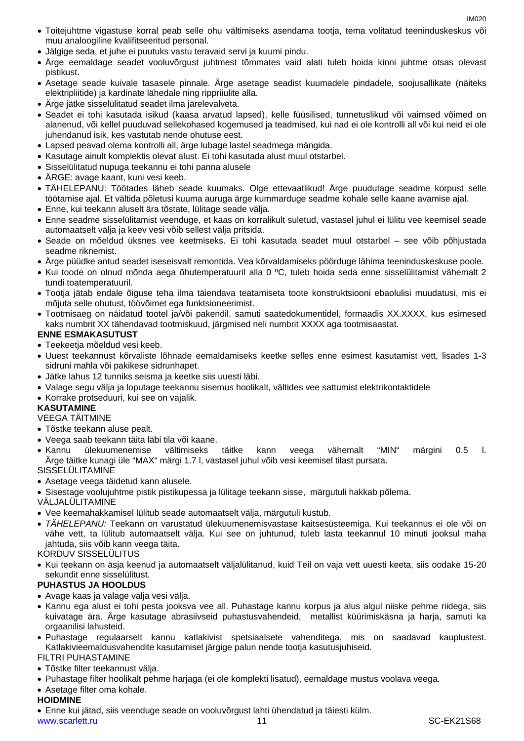- Toitejuhtme vigastuse korral peab selle ohu vältimiseks asendama tootja, tema volitatud teeninduskeskus või muu analoogiline kvalifitseeritud personal.
- Jälgige seda, et juhe ei puutuks vastu teravaid servi ja kuumi pindu.
- Ärge eemaldage seadet vooluvõrgust juhtmest tõmmates vaid alati tuleb hoida kinni juhtme otsas olevast pistikust.
- Asetage seade kuivale tasasele pinnale. Ärge asetage seadist kuumadele pindadele, soojusallikate (näiteks elektripliitide) ja kardinate lähedale ning rippriiulite alla.
- Ärge jätke sisselülitatud seadet ilma järelevalveta.
- Seadet ei tohi kasutada isikud (kaasa arvatud lapsed), kelle füüsilised, tunnetuslikud või vaimsed võimed on alanenud, või kellel puuduvad sellekohased kogemused ja teadmised, kui nad ei ole kontrolli all või kui neid ei ole juhendanud isik, kes vastutab nende ohutuse eest.
- Lapsed peavad olema kontrolli all, ärge lubage lastel seadmega mängida.
- Kasutage ainult komplektis olevat alust. Ei tohi kasutada alust muul otstarbel.
- Sisselülitatud nupuga teekannu ei tohi panna alusele
- ÄRGE: avage kaant, kuni vesi keeb.
- TÄHELEPANU: Töötades läheb seade kuumaks. Olge ettevaatlikud! Ärge puudutage seadme korpust selle töötamise ajal. Et vältida põletusi kuuma auruga ärge kummarduge seadme kohale selle kaane avamise ajal.
- Enne, kui teekann aluselt ära tõstate, lülitage seade välja.
- Enne seadme sisselülitamist veenduge, et kaas on korralikult suletud, vastasel juhul ei lülitu vee keemisel seade automaatselt välja ja keev vesi võib sellest välja pritsida.
- Seade on mõeldud üksnes vee keetmiseks. Ei tohi kasutada seadet muul otstarbel – see võib põhjustada seadme riknemist.
- Ärge püüdke antud seadet iseseisvalt remontida. Vea kõrvaldamiseks pöörduge lähima teeninduskeskuse poole.
- Kui toode on olnud mõnda aega õhutemperatuuril alla 0 ºC, tuleb hoida seda enne sisselülitamist vähemalt 2 tundi toatemperatuuril.
- Tootja jätab endale õiguse teha ilma täiendava teatamiseta toote konstruktsiooni ebaolulisi muudatusi, mis ei mõjuta selle ohutust, töövõimet ega funktsioneerimist.
- Tootmisaeg on näidatud tootel ja/või pakendil, samuti saatedokumentidel, formaadis XX.XXXX, kus esimesed kaks numbrit XX tähendavad tootmiskuud, järgmised neli numbrit XXXX aga tootmisaastat.

**ENNE ESMAKASUTUST**

- Teekeetja mõeldud vesi keeb.
- Uuest teekannust kõrvaliste lõhnade eemaldamiseks keetke selles enne esimest kasutamist vett, lisades 1-3 sidruni mahla või pakikese sidrunhapet.
- Jätke lahus 12 tunniks seisma ja keetke siis uuesti läbi.
- Valage segu välja ja loputage teekannu sisemus hoolikalt, vältides vee sattumist elektrikontaktidele
- Korrake protseduuri, kui see on vajalik.

**KASUTAMINE**

VEEGA TÄITMINE

- Tõstke teekann aluse pealt.
- Veega saab teekann täita läbi tila või kaane.
- Kannu ülekuumenemise vältimiseks täitke kann veega vähemalt "MIN" märgini 0.5 l. Ärge täitke kunagi üle "MAX" märgi 1.7 l, vastasel juhul võib vesi keemisel tilast pursata.

SISSELÜLITAMINE

- Asetage veega täidetud kann alusele.
- Sisestage voolujuhtme pistik pistikupessa ja lülitage teekann sisse, märgutuli hakkab põlema.

VÄLJALÜLITAMINE

- Vee keemahakkamisel lülitub seade automaatselt välja, märgutuli kustub.
- *TÄHELEPANU:* Teekann on varustatud ülekuumenemisvastase kaitsesüsteemiga. Kui teekannus ei ole või on vähe vett, ta lülitub automaatselt välja. Kui see on juhtunud, tuleb lasta teekannul 10 minuti jooksul maha jahtuda, siis võib kann veega täita.

KORDUV SISSELÜLITUS

- Kui teekann on äsja keenud ja automaatselt väljalülitanud, kuid Teil on vaja vett uuesti keeta, siis oodake 15-20 sekundit enne sisselülitust.

**PUHASTUS JA HOOLDUS**

- Avage kaas ja valage välja vesi välja.
- Kannu ega alust ei tohi pesta jooksva vee all. Puhastage kannu korpus ja alus algul niiske pehme riidega, siis kuivatage ära. Ärge kasutage abrasiivseid puhastusvahendeid, metallist küürimiskäsna ja harja, samuti ka orgaanilisi lahusteid.
- Puhastage regulaarselt kannu katlakivist spetsiaalsete vahenditega, mis on saadavad kauplustest. Katlakivieemaldusvahendite kasutamisel järgige palun nende tootja kasutusjuhiseid.

FILTRI PUHASTAMINE

- Tõstke filter teekannust välja.
- Puhastage filter hoolikalt pehme harjaga (ei ole komplekti lisatud), eemaldage mustus voolava veega.
- Asetage filter oma kohale.

**HOIDMINE**

- Enne kui jätad, siis veenduge seade on vooluvõrgust lahti ühendatud ja täiesti külm.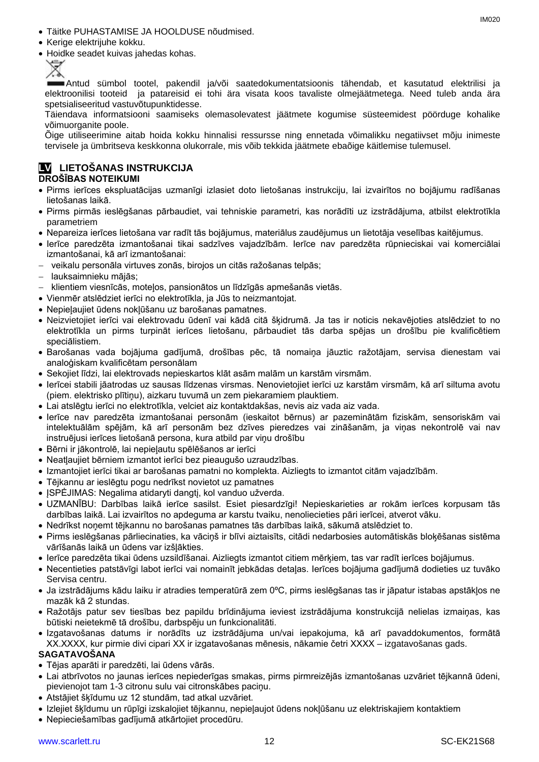- Täitke PUHASTAMISE JA HOOLDUSE nõudmised.
- Kerige elektrijuhe kokku.
- Hoidke seadet kuivas jahedas kohas.

Antud sümbol tootel, pakendil ja/või saatedokumentatsioonis tähendab, et kasutatud elektrilisi ja elektroonilisi tooteid ja patareisid ei tohi ära visata koos tavaliste olmejäätmetega. Need tuleb anda ära spetsialiseeritud vastuvõtupunktidesse.

Täiendava informatsiooni saamiseks olemasolevatest jäätmete kogumise süsteemidest pöörduge kohalike võimuorganite poole.

Õige utiliseerimine aitab hoida kokku hinnalisi ressursse ning ennetada võimalikku negatiivset mõju inimeste tervisele ja ümbritseva keskkonna olukorrale, mis võib tekkida jäätmete ebaõige käitlemise tulemusel.

## LV LIETOŠANAS INSTRUKCIJA

### DROŠĪBAS NOTEIKUMI

- Pirms ierīces ekspluatācijas uzmanīgi izlasiet doto lietošanas instrukciju, lai izvairītos no bojājumu radīšanas lietošanas laikā.
- Pirms pirmās ieslēgšanas pārbaudiet, vai tehniskie parametri, kas norādīti uz izstrādājuma, atbilst elektrotīkla parametriem
- Nepareiza ierīces lietošana var radīt tās bojājumus, materiālus zaudējumus un lietotāja veselības kaitējumus.
- Ierīce paredzēta izmantošanai tikai sadzīves vajadzībām. Ierīce nav paredzēta rūpnieciskai vai komerciālai izmantošanai, kā arī izmantošanai:
  - veikalu personāla virtuves zonās, birojos un citās ražošanas telpās;
  - lauksaimnieku mājās;
  - klientiem viesnīcās, moteļos, pansionātos un līdzīgās apmešanās vietās.
- Vienmēr atslēdziet ierīci no elektrotīkla, ja Jūs to neizmantojat.
- Nepieļaujiet ūdens nokļūšanu uz barošanas pamatnes.
- Neizvietojiet ierīci vai elektrovadu ūdenī vai kādā citā šķidrumā. Ja tas ir noticis nekavējoties atslēdziet to no elektrotīkla un pirms turpināt ierīces lietošanu, pārbaudiet tās darba spējas un drošību pie kvalificētiem speciālistiem.
- Barošanas vada bojājuma gadījumā, drošības pēc, tā nomaiņa jāuztic ražotājam, servisa dienestam vai analoģiskam kvalificētam personālam
- Sekojiet līdzi, lai elektrovads nepieskartos klāt asām malām un karstām virsmām.
- Ierīcei stabili jāatrodas uz sausas līdzenas virsmas. Nenovietojiet ierīci uz karstām virsmām, kā arī siltuma avotu (piem. elektrisko plītiņu), aizkaru tuvumā un zem piekaramiem plauktiem.
- Lai atslēgtu ierīci no elektrotīkla, velciet aiz kontaktdakšas, nevis aiz vada aiz vada.
- Ierīce nav paredzēta izmantošanai personām (ieskaitot bērnus) ar pazeminātām fiziskām, sensoriskām vai intelektuālām spējām, kā arī personām bez dzīves pieredzes vai zināšanām, ja viņas nekontrolē vai nav instruējusi ierīces lietošanā persona, kura atbild par viņu drošību
- Bērni ir jākontrolē, lai nepieļautu spēlēšanos ar ierīci
- Neatļaujiet bērniem izmantot ierīci bez pieaugušo uzraudzības.
- Izmantojiet ierīci tikai ar barošanas pamatni no komplekta. Aizliegts to izmantot citām vajadzībām.
- Tējkannu ar ieslēgtu pogu nedrīkst novietot uz pamatnes
- ĮSPĖJIMAS: Negalima atidaryti dangtį, kol vanduo užverda.
- UZMANĪBU: Darbības laikā ierīce sasilst. Esiet piesardzīgi! Nepieskarieties ar rokām ierīces korpusam tās darbības laikā. Lai izvairītos no apdeguma ar karstu tvaiku, nenoliecieties pāri ierīcei, atverot vāku.
- Nedrīkst noņemt tējkannu no barošanas pamatnes tās darbības laikā, sākumā atslēdziet to.
- Pirms ieslēgšanas pārliecinaties, ka vāciņš ir blīvi aiztaisīts, citādi nedarbosies automātiskās bloķēšanas sistēma vārīšanās laikā un ūdens var izšļākties.
- Ierīce paredzēta tikai ūdens uzsildīšanai. Aizliegts izmantot citiem mērķiem, tas var radīt ierīces bojājumus.
- Necentieties patstāvīgi labot ierīci vai nomainīt jebkādas detaļas. Ierīces bojājuma gadījumā dodieties uz tuvāko Servisa centru.
- Ja izstrādājums kādu laiku ir atradies temperatūrā zem 0ºC, pirms ieslēgšanas tas ir jāpatur istabas apstākļos ne mazāk kā 2 stundas.
- Ražotājs patur sev tiesības bez papildu brīdinājuma ieviest izstrādājuma konstrukcijā nelielas izmaiņas, kas būtiski neietekmē tā drošību, darbspēju un funkcionalitāti.
- Izgatavošanas datums ir norādīts uz izstrādājuma un/vai iepakojuma, kā arī pavaddokumentos, formātā XX.XXXX, kur pirmie divi cipari XX ir izgatavošanas mēnesis, nākamie četri XXXX – izgatavošanas gads.

### SAGATAVOŠANA

- Tējas aparāti ir paredzēti, lai ūdens vārās.
- Lai atbrīvotos no jaunas ierīces nepiederīgas smakas, pirms pirmreizējās izmantošanas uzvāriet tējkannā ūdeni, pievienojot tam 1-3 citronu sulu vai citronskābes paciņu.
- Atstājiet šķīdumu uz 12 stundām, tad atkal uzvāriet.
- Izlejiet šķīdumu un rūpīgi izskalojiet tējkannu, nepieļaujot ūdens nokļūšanu uz elektriskajiem kontaktiem
- Nepieciešamības gadījumā atkārtojiet procedūru.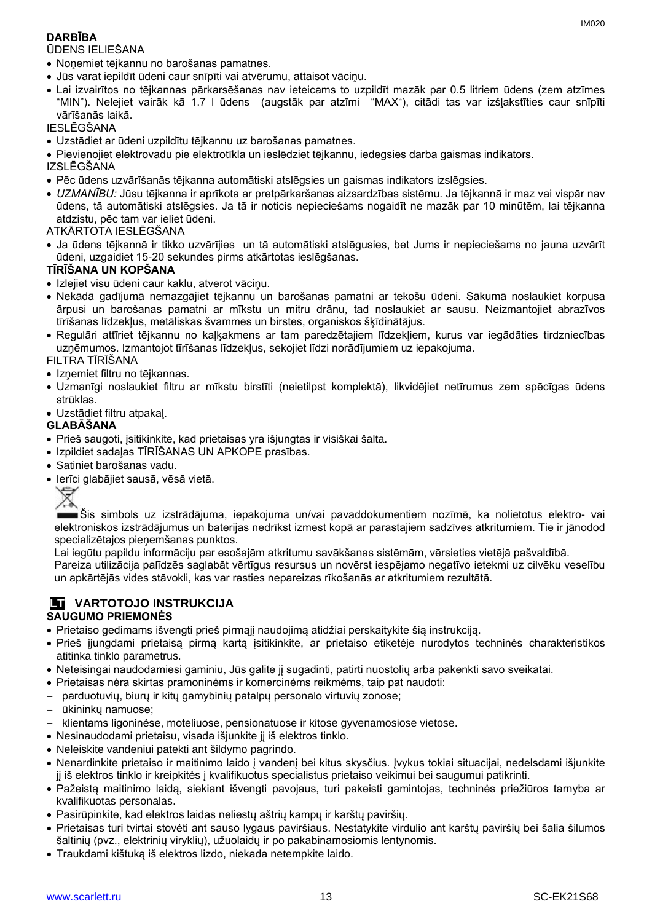**DARBĪBA**

ŪDENS IELIEŠANA

- Noņemiet tējkannu no barošanas pamatnes.
- Jūs varat iepildīt ūdeni caur snīpīti vai atvērumu, attaisot vāciņu.
- Lai izvairītos no tējkannas pārkarsēšanas nav ieteicams to uzpildīt mazāk par 0.5 litriem ūdens (zem atzīmes "MIN"). Nelejiet vairāk kā 1.7 l ūdens (augstāk par atzīmi "MAX"), citādi tas var izšļakstīties caur snīpīti vārīšanās laikā.

IESLĒGŠANA

- Uzstādiet ar ūdeni uzpildītu tējkannu uz barošanas pamatnes.
- Pievienojiet elektrovadu pie elektrotīkla un ieslēdziet tējkannu, iedegsies darba gaismas indikators.

IZSLĒGŠANA

- Pēc ūdens uzvārīšanās tējkanna automātiski atslēgsies un gaismas indikators izslēgsies.
- *UZMANĪBU:* Jūsu tējkanna ir aprīkota ar pretpārkaršanas aizsardzības sistēmu. Ja tējkannā ir maz vai vispār nav ūdens, tā automātiski atslēgsies. Ja tā ir noticis nepieciešams nogaidīt ne mazāk par 10 minūtēm, lai tējkanna atdzistu, pēc tam var ieliet ūdeni.

ATKĀRTOTA IESLĒGŠANA

- Ja ūdens tējkannā ir tikko uzvārījies un tā automātiski atslēgusies, bet Jums ir nepieciešams no jauna uzvārīt ūdeni, uzgaidiet 15-20 sekundes pirms atkārtotas ieslēgšanas.

**TĪRĪŠANA UN KOPŠANA**

- Izlejiet visu ūdeni caur kaklu, atverot vāciņu.
- Nekādā gadījumā nemazgājiet tējkannu un barošanas pamatni ar tekošu ūdeni. Sākumā noslaukiet korpusa ārpusi un barošanas pamatni ar mīkstu un mitru drānu, tad noslaukiet ar sausu. Neizmantojiet abrazīvos tīrīšanas līdzekļus, metāliskas švammes un birstes, organiskos šķīdinātājus.
- Regulāri attīriet tējkannu no kaļķakmens ar tam paredzētajiem līdzekļiem, kurus var iegādāties tirdzniecības uzņēmumos. Izmantojot tīrīšanas līdzekļus, sekojiet līdzi norādījumiem uz iepakojuma.

FILTRA TĪRĪŠANA

- Izņemiet filtru no tējkannas.
- Uzmanīgi noslaukiet filtru ar mīkstu birstīti (neietilpst komplektā), likvidējiet netīrumus zem spēcīgas ūdens strūklas.
- Uzstādiet filtru atpakaļ.

**GLABĀŠANA**

- Prieš saugoti, įsitikinkite, kad prietaisas yra išjungtas ir visiškai šalta.
- Izpildiet sadaļas TĪRĪŠANAS UN APKOPE prasības.
- Satiniet barošanas vadu.
- Ierīci glabājiet sausā, vēsā vietā.

Šis simbols uz izstrādājuma, iepakojuma un/vai pavaddokumentiem nozīmē, ka nolietotus elektro- vai elektroniskos izstrādājumus un baterijas nedrīkst izmest kopā ar parastajiem sadzīves atkritumiem. Tie ir jānodod specializētajos pieņemšanas punktos.

Lai iegūtu papildu informāciju par esošajām atkritumu savākšanas sistēmām, vērsieties vietējā pašvaldībā.

Pareiza utilizācija palīdzēs saglabāt vērtīgus resursus un novērst iespējamo negatīvo ietekmi uz cilvēku veselību un apkārtējās vides stāvokli, kas var rasties nepareizas rīkošanās ar atkritumiem rezultātā.

## LT VARTOTOJO INSTRUKCIJA

**SAUGUMO PRIEMONĖS**

- Prietaiso gedimams išvengti prieš pirmąjį naudojimą atidžiai perskaitykite šią instrukciją.
- Prieš įjungdami prietaisą pirmą kartą įsitikinkite, ar prietaiso etiketėje nurodytos techninės charakteristikos atitinka tinklo parametrus.
- Neteisingai naudodamiesi gaminiu, Jūs galite jį sugadinti, patirti nuostolių arba pakenkti savo sveikatai.
- Prietaisas nėra skirtas pramoninėms ir komercinėms reikmėms, taip pat naudoti:
  - parduotuvių, biurų ir kitų gamybinių patalpų personalo virtuvių zonose;
  - ūkininkų namuose;
  - klientams ligoninėse, moteliuose, pensionatuose ir kitose gyvenamosiose vietose.
- Nesinaudodami prietaisu, visada išjunkite jį iš elektros tinklo.
- Neleiskite vandeniui patekti ant šildymo pagrindo.
- Nenardinkite prietaiso ir maitinimo laido į vandenį bei kitus skysčius. Įvykus tokiai situacijai, nedelsdami išjunkite jį iš elektros tinklo ir kreipkitės į kvalifikuotus specialistus prietaiso veikimui bei saugumui patikrinti.
- Pažeistą maitinimo laidą, siekiant išvengti pavojaus, turi pakeisti gamintojas, techninės priežiūros tarnyba ar kvalifikuotas personalas.
- Pasirūpinkite, kad elektros laidas neliestų aštrių kampų ir karštų paviršių.
- Prietaisas turi tvirtai stovėti ant sauso lygaus paviršiaus. Nestatykite virdulio ant karštų paviršių bei šalia šilumos šaltinių (pvz., elektrinių viryklių), užuolaidų ir po pakabinamosiomis lentynomis.
- Traukdami kištuką iš elektros lizdo, niekada netempkite laido.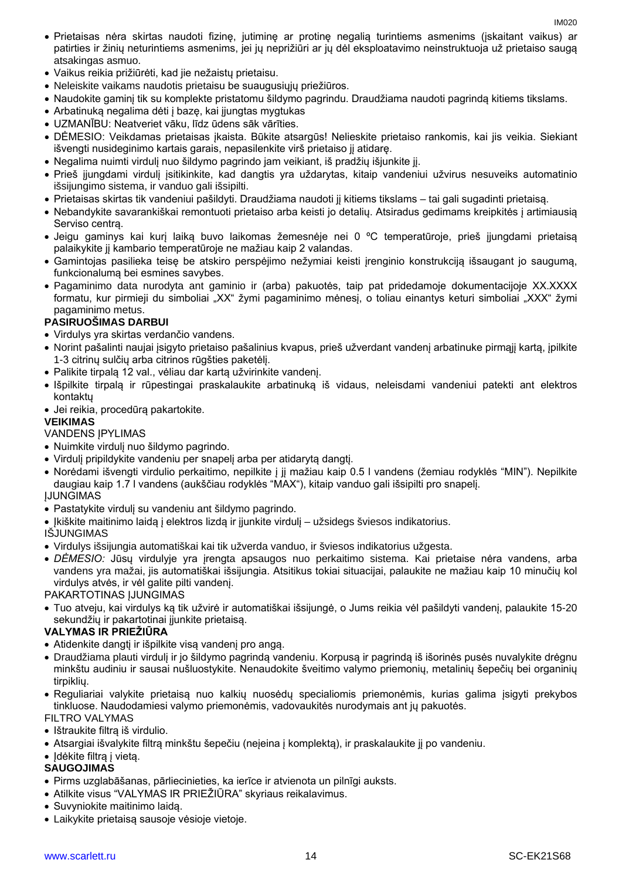- Prietaisas nėra skirtas naudoti fizinę, jutiminę ar protinę negalią turintiems asmenims (įskaitant vaikus) ar patirties ir žinių neturintiems asmenims, jei jų neprižiūri ar jų dėl eksploatavimo neinstruktuoja už prietaiso saugą atsakingas asmuo.
- Vaikus reikia prižiūrėti, kad jie nežaistų prietaisu.
- Neleiskite vaikams naudotis prietaisu be suaugusiųjų priežiūros.
- Naudokite gaminį tik su komplekte pristatomu šildymo pagrindu. Draudžiama naudoti pagrindą kitiems tikslams.
- Arbatinuką negalima dėti į bazę, kai įjungtas mygtukas
- UZMANĪBU: Neatveriet vāku, līdz ūdens sāk vārīties.
- DĖMESIO: Veikdamas prietaisas įkaista. Būkite atsargūs! Nelieskite prietaiso rankomis, kai jis veikia. Siekiant išvengti nusideginimo kartais garais, nepasilenkite virš prietaiso jį atidarę.
- Negalima nuimti virdulį nuo šildymo pagrindo jam veikiant, iš pradžių išjunkite jį.
- Prieš įjungdami virdulį įsitikinkite, kad dangtis yra uždarytas, kitaip vandeniui užvirus nesuveiks automatinio išsijungimo sistema, ir vanduo gali išsipilti.
- Prietaisas skirtas tik vandeniui pašildyti. Draudžiama naudoti jį kitiems tikslams – tai gali sugadinti prietaisą.
- Nebandykite savarankiškai remontuoti prietaiso arba keisti jo detalių. Atsiradus gedimams kreipkitės į artimiausią Serviso centrą.
- Jeigu gaminys kai kurį laiką buvo laikomas žemesnėje nei 0 ºC temperatūroje, prieš įjungdami prietaisą palaikykite jį kambario temperatūroje ne mažiau kaip 2 valandas.
- Gamintojas pasilieka teisę be atskiro perspėjimo nežymiai keisti įrenginio konstrukciją išsaugant jo saugumą, funkcionalumą bei esmines savybes.
- Pagaminimo data nurodyta ant gaminio ir (arba) pakuotės, taip pat pridedamoje dokumentacijoje XX.XXXX formatu, kur pirmieji du simboliai „XX“ žymi pagaminimo mėnesį, o toliau einantys keturi simboliai „XXX“ žymi pagaminimo metus.

**PASIRUOŠIMAS DARBUI**

- Virdulys yra skirtas verdančio vandens.
- Norint pašalinti naujai įsigyto prietaiso pašalinius kvapus, prieš užverdant vandenį arbatinuke pirmąjį kartą, įpilkite 1-3 citrinų sulčių arba citrinos rūgšties paketėlį.
- Palikite tirpalą 12 val., vėliau dar kartą užvirinkite vandenį.
- Išpilkite tirpalą ir rūpestingai praskalaukite arbatinuką iš vidaus, neleisdami vandeniui patekti ant elektros kontaktų
- Jei reikia, procedūrą pakartokite.

**VEIKIMAS**

VANDENS ĮPYLIMAS

- Nuimkite virdulį nuo šildymo pagrindo.
- Virdulį pripildykite vandeniu per snapelį arba per atidarytą dangtį.
- Norėdami išvengti virdulio perkaitimo, nepilkite į jį mažiau kaip 0.5 l vandens (žemiau rodyklės “MIN”). Nepilkite daugiau kaip 1.7 l vandens (aukščiau rodyklės “MAX“), kitaip vanduo gali išsipilti pro snapelį.

ĮJUNGIMAS

- Pastatykite virdulį su vandeniu ant šildymo pagrindo.
- Įkiškite maitinimo laidą į elektros lizdą ir įjunkite virdulį – užsidegs šviesos indikatorius.

IŠJUNGIMAS

- Virdulys išsijungia automatiškai kai tik užverda vanduo, ir šviesos indikatorius užgesta.
- *DĖMESIO:* Jūsų virdulyje yra įrengta apsaugos nuo perkaitimo sistema. Kai prietaise nėra vandens, arba vandens yra mažai, jis automatiškai išsijungia. Atsitikus tokiai situacijai, palaukite ne mažiau kaip 10 minučių kol virdulys atvės, ir vėl galite pilti vandenį.

PAKARTOTINAS ĮJUNGIMAS

- Tuo atveju, kai virdulys ką tik užvirė ir automatiškai išsijungė, o Jums reikia vėl pašildyti vandenį, palaukite 15-20 sekundžių ir pakartotinai įjunkite prietaisą.

**VALYMAS IR PRIEŽIŪRA**

- Atidenkite dangtį ir išpilkite visą vandenį pro angą.
- Draudžiama plauti virdulį ir jo šildymo pagrindą vandeniu. Korpusą ir pagrindą iš išorinės pusės nuvalykite drėgnu minkštu audiniu ir sausai nušluostykite. Nenaudokite šveitimo valymo priemonių, metalinių šepečių bei organinių tirpiklių.
- Reguliariai valykite prietaisą nuo kalkių nuosėdų specialiomis priemonėmis, kurias galima įsigyti prekybos tinkluose. Naudodamiesi valymo priemonėmis, vadovaukitės nurodymais ant jų pakuotės.

FILTRO VALYMAS

- Ištraukite filtrą iš virdulio.
- Atsargiai išvalykite filtrą minkštu šepečiu (neįeina į komplektą), ir praskalaukite jį po vandeniu.
- Įdėkite filtrą į vietą.

**SAUGOJIMAS**

- Pirms uzglabāšanas, pārliecinieties, ka ierīce ir atvienota un pilnīgi auksts.
- Atlikite visus “VALYMAS IR PRIEŽIŪRA” skyriaus reikalavimus.
- Suvyniokite maitinimo laidą.
- Laikykite prietaisą sausoje vėsioje vietoje.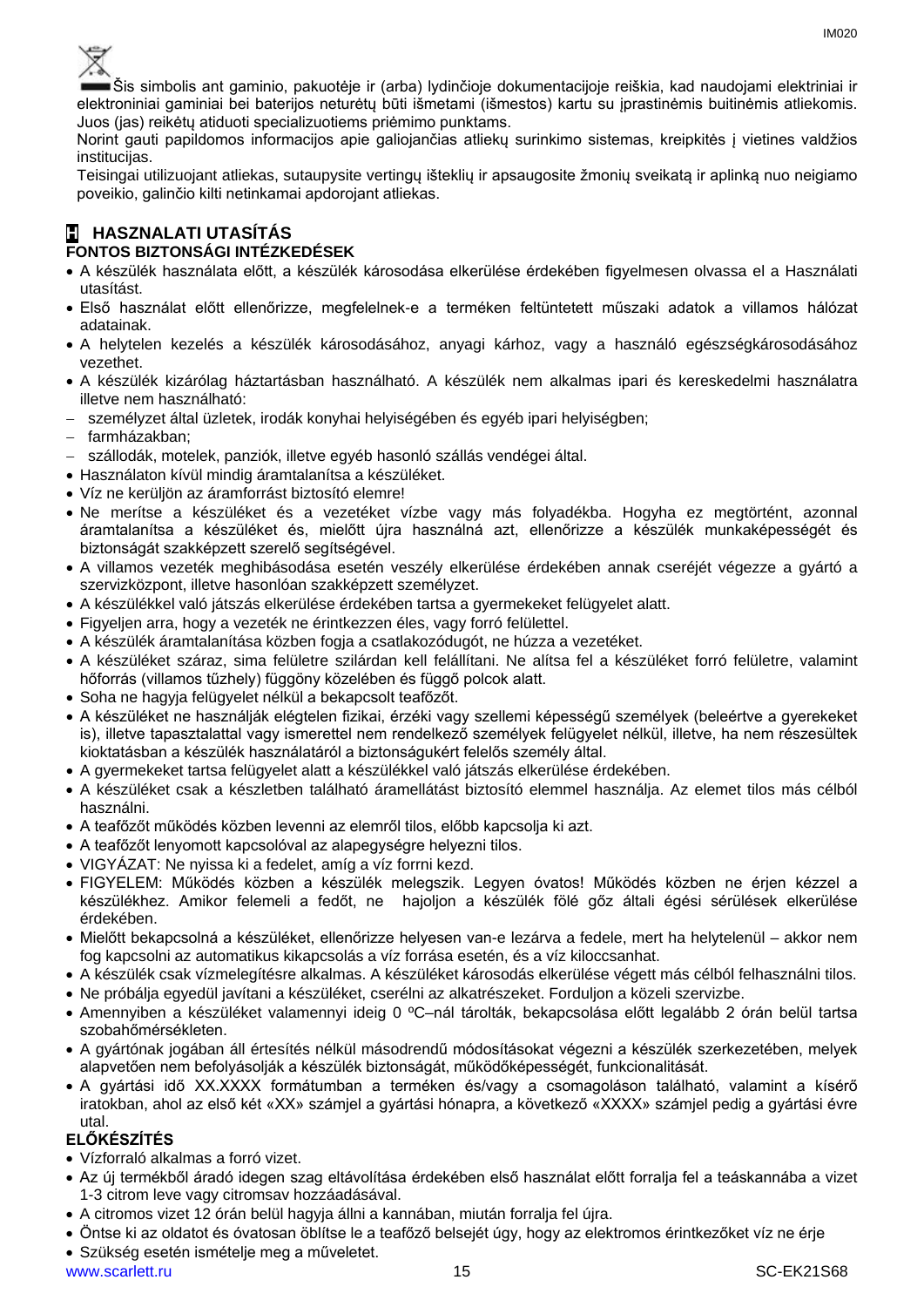Šis simbolis ant gaminio, pakuotėje ir (arba) lydinčioje dokumentacijoje reiškia, kad naudojami elektriniai ir elektroniniai gaminiai bei baterijos neturėtų būti išmetami (išmestos) kartu su įprastinėmis buitinėmis atliekomis. Juos (jas) reikėtų atiduoti specializuotiems priėmimo punktams.

Norint gauti papildomos informacijos apie galiojančias atliekų surinkimo sistemas, kreipkitės į vietines valdžios institucijas.

Teisingai utilizuojant atliekas, sutaupysite vertingų išteklių ir apsaugosite žmonių sveikatą ir aplinką nuo neigiamo poveikio, galinčio kilti netinkamai apdorojant atliekas.

## H HASZNALATI UTASÍTÁS

### FONTOS BIZTONSÁGI INTÉZKEDÉSEK

- A készülék használata előtt, a készülék károsodása elkerülése érdekében figyelmesen olvassa el a Használati utasítást.
- Első használat előtt ellenőrizze, megfelelnek-e a terméken feltüntetett műszaki adatok a villamos hálózat adatainak.
- A helytelen kezelés a készülék károsodásához, anyagi kárhoz, vagy a használó egészségkárosodásához vezethet.
- A készülék kizárólag háztartásban használható. A készülék nem alkalmas ipari és kereskedelmi használatra illetve nem használható:
  - személyzet által üzletek, irodák konyhai helyiségében és egyéb ipari helyiségben;
  - farmházakban;
  - szállodák, motelek, panziók, illetve egyéb hasonló szállás vendégei által.
- Használaton kívül mindig áramtalanítsa a készüléket.
- Víz ne kerüljön az áramforrást biztosító elemre!
- Ne merítse a készüléket és a vezetéket vízbe vagy más folyadékba. Hogyha ez megtörtént, azonnal áramtalanítsa a készüléket és, mielőtt újra használná azt, ellenőrizze a készülék munkaképességét és biztonságát szakképzett szerelő segítségével.
- A villamos vezeték meghibásodása esetén veszély elkerülése érdekében annak cseréjét végezze a gyártó a szervizközpont, illetve hasonlóan szakképzett személyzet.
- A készülékkel való játszás elkerülése érdekében tartsa a gyermekeket felügyelet alatt.
- Figyeljen arra, hogy a vezeték ne érintkezzen éles, vagy forró felülettel.
- A készülék áramtalanítása közben fogja a csatlakozódugót, ne húzza a vezetéket.
- A készüléket száraz, sima felületre szilárdan kell felállítani. Ne alítsa fel a készüléket forró felületre, valamint hőforrás (villamos tűzhely) függöny közelében és függő polcok alatt.
- Soha ne hagyja felügyelet nélkül a bekapcsolt teafőzőt.
- A készüléket ne használják elégtelen fizikai, érzéki vagy szellemi képességű személyek (beleértve a gyerekeket is), illetve tapasztalattal vagy ismerettel nem rendelkező személyek felügyelet nélkül, illetve, ha nem részesültek kioktatásban a készülék használatáról a biztonságukért felelős személy által.
- A gyermekeket tartsa felügyelet alatt a készülékkel való játszás elkerülése érdekében.
- A készüléket csak a készletben található áramellátást biztosító elemmel használja. Az elemet tilos más célból használni.
- A teafőzőt működés közben levenni az elemről tilos, előbb kapcsolja ki azt.
- A teafőzőt lenyomott kapcsolóval az alapegységre helyezni tilos.
- VIGYÁZAT: Ne nyissa ki a fedelet, amíg a víz forrni kezd.
- FIGYELEM: Működés közben a készülék melegszik. Legyen óvatos! Működés közben ne érjen kézzel a készülékhez. Amikor felemeli a fedőt, ne hajoljon a készülék fölé gőz általi égési sérülések elkerülése érdekében.
- Mielőtt bekapcsolná a készüléket, ellenőrizze helyesen van-e lezárva a fedele, mert ha helytelenül – akkor nem fog kapcsolni az automatikus kikapcsolás a víz forrása esetén, és a víz kiloccsanhat.
- A készülék csak vízmelegítésre alkalmas. A készüléket károsodás elkerülése végett más célból felhasználni tilos.
- Ne próbálja egyedül javítani a készüléket, cserélni az alkatrészeket. Forduljon a közeli szervizbe.
- Amennyiben a készüléket valamennyi ideig 0 ºC–nál tárolták, bekapcsolása előtt legalább 2 órán belül tartsa szobahőmérsékleten.
- A gyártónak jogában áll értesítés nélkül másodrendű módosításokat végezni a készülék szerkezetében, melyek alapvetően nem befolyásolják a készülék biztonságát, működőképességét, funkcionalitását.
- A gyártási idő XX.XXXX formátumban a terméken és/vagy a csomagoláson található, valamint a kísérő iratokban, ahol az első két «XX» számjel a gyártási hónapra, a következő «XXXX» számjel pedig a gyártási évre utal.

### ELŐKÉSZÍTÉS

- Vízforraló alkalmas a forró vizet.
- Az új termékből áradó idegen szag eltávolítása érdekében első használat előtt forralja fel a teáskannába a vizet 1-3 citrom leve vagy citromsav hozzáadásával.
- A citromos vizet 12 órán belül hagyja állni a kannában, miután forralja fel újra.
- Öntse ki az oldatot és óvatosan öblítse le a teafőző belsejét úgy, hogy az elektromos érintkezőket víz ne érje
- Szükség esetén ismételje meg a műveletet.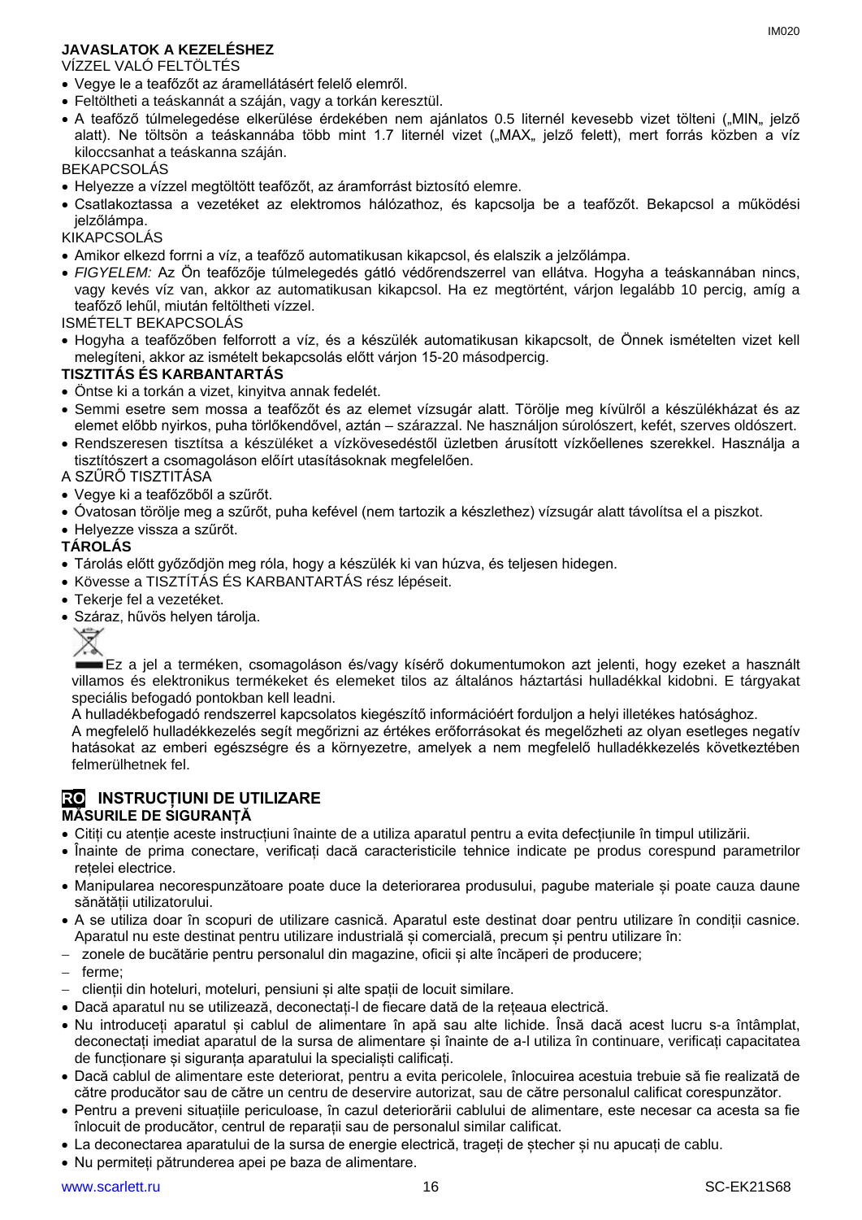**JAVASLATOK A KEZELÉSHEZ**

VÍZZEL VALÓ FELTÖLTÉS

- Vegye le a teafőzőt az áramellátásért felelő elemről.
- Feltöltheti a teáskannát a száján, vagy a torkán keresztül.
- A teafőző túlmelegedése elkerülése érdekében nem ajánlatos 0.5 liternél kevesebb vizet tölteni („MIN„ jelző alatt). Ne töltsön a teáskannába több mint 1.7 liternél vizet („MAX„ jelző felett), mert forrás közben a víz kiloccsanhat a teáskanna száján.

BEKAPCSOLÁS

- Helyezze a vízzel megtöltött teafőzőt, az áramforrást biztosító elemre.
- Csatlakoztassa a vezetéket az elektromos hálózathoz, és kapcsolja be a teafőzőt. Bekapcsol a működési jelzőlámpa.

KIKAPCSOLÁS

- Amikor elkezd forrni a víz, a teafőző automatikusan kikapcsol, és elalszik a jelzőlámpa.
- *FIGYELEM:* Az Ön teafőzője túlmelegedés gátló védőrendszerrel van ellátva. Hogyha a teáskannában nincs, vagy kevés víz van, akkor az automatikusan kikapcsol. Ha ez megtörtént, várjon legalább 10 percig, amíg a teafőző lehűl, miután feltöltheti vízzel.

ISMÉTELT BEKAPCSOLÁS

- Hogyha a teafőzőben felforrott a víz, és a készülék automatikusan kikapcsolt, de Önnek ismételten vizet kell melegíteni, akkor az ismételt bekapcsolás előtt várjon 15-20 másodpercig.

**TISZTITÁS ÉS KARBANTARTÁS**

- Öntse ki a torkán a vizet, kinyitva annak fedelét.
- Semmi esetre sem mossa a teafőzőt és az elemet vízsugár alatt. Törölje meg kívülről a készülékházat és az elemet előbb nyirkos, puha törlőkendővel, aztán – szárazzal. Ne használjon súrolószert, kefét, szerves oldószert.
- Rendszeresen tisztítsa a készüléket a vízkövesedéstől üzletben árusított vízkőellenes szerekkel. Használja a tisztítószert a csomagoláson előírt utasításoknak megfelelően.

A SZŰRŐ TISZTITÁSA

- Vegye ki a teafőzőből a szűrőt.
- Óvatosan törölje meg a szűrőt, puha kefével (nem tartozik a készlethez) vízsugár alatt távolítsa el a piszkot.
- Helyezze vissza a szűrőt.

**TÁROLÁS**

- Tárolás előtt győződjön meg róla, hogy a készülék ki van húzva, és teljesen hidegen.
- Kövesse a TISZTÍTÁS ÉS KARBANTARTÁS rész lépéseit.
- Tekerje fel a vezetéket.
- Száraz, hűvös helyen tárolja.

Ez a jel a terméken, csomagoláson és/vagy kísérő dokumentumokon azt jelenti, hogy ezeket a használt villamos és elektronikus termékeket és elemeket tilos az általános háztartási hulladékkal kidobni. E tárgyakat speciális befogadó pontokban kell leadni.

A hulladékbefogadó rendszerrel kapcsolatos kiegészítő információért forduljon a helyi illetékes hatósághoz.

A megfelelő hulladékkezelés segít megőrizni az értékes erőforrásokat és megelőzheti az olyan esetleges negatív hatásokat az emberi egészségre és a környezetre, amelyek a nem megfelelő hulladékkezelés következtében felmerülhetnek fel.

## RO INSTRUCȚIUNI DE UTILIZARE

**MĂSURILE DE SIGURANȚĂ**

- Citiți cu atenție aceste instrucțiuni înainte de a utiliza aparatul pentru a evita defecțiunile în timpul utilizării.
- Înainte de prima conectare, verificați dacă caracteristicile tehnice indicate pe produs corespund parametrilor rețelei electrice.
- Manipularea necorespunzătoare poate duce la deteriorarea produsului, pagube materiale și poate cauza daune sănătății utilizatorului.
- A se utiliza doar în scopuri de utilizare casnică. Aparatul este destinat doar pentru utilizare în condiții casnice. Aparatul nu este destinat pentru utilizare industrială și comercială, precum și pentru utilizare în:
  - zonele de bucătărie pentru personalul din magazine, oficii și alte încăperi de producere;
  - ferme;
  - clienții din hoteluri, moteluri, pensiuni și alte spații de locuit similare.
- Dacă aparatul nu se utilizează, deconectați-l de fiecare dată de la rețeaua electrică.
- Nu introduceți aparatul și cablul de alimentare în apă sau alte lichide. Însă dacă acest lucru s-a întâmplat, deconectați imediat aparatul de la sursa de alimentare și înainte de a-l utiliza în continuare, verificați capacitatea de funcționare și siguranța aparatului la specialiști calificați.
- Dacă cablul de alimentare este deteriorat, pentru a evita pericolele, înlocuirea acestuia trebuie să fie realizată de către producător sau de către un centru de deservire autorizat, sau de către personalul calificat corespunzător.
- Pentru a preveni situațiile periculoase, în cazul deteriorării cablului de alimentare, este necesar ca acesta sa fie înlocuit de producător, centrul de reparații sau de personalul similar calificat.
- La deconectarea aparatului de la sursa de energie electrică, trageți de ștecher și nu apucați de cablu.
- Nu permiteți pătrunderea apei pe baza de alimentare.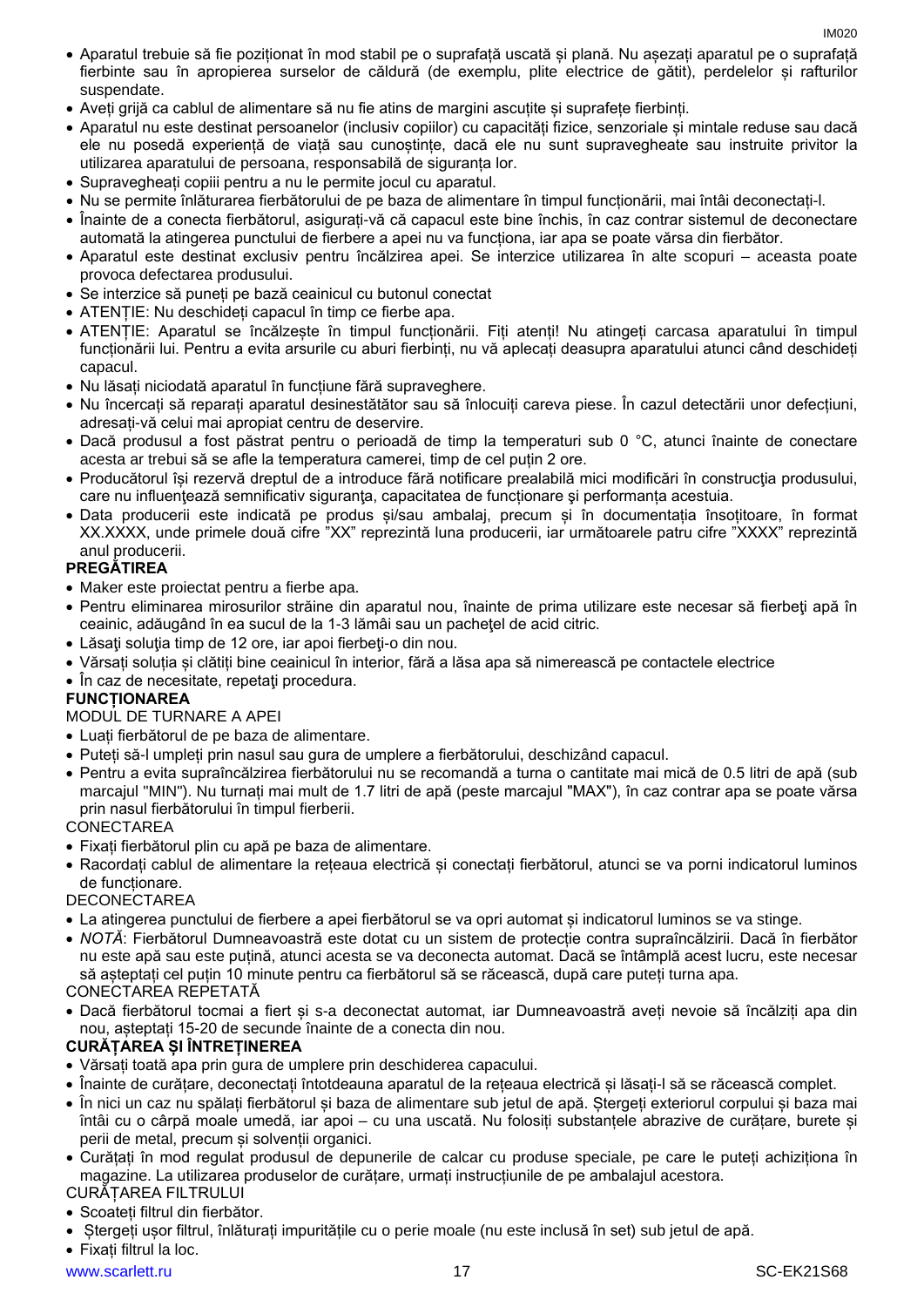- Aparatul trebuie să fie poziționat în mod stabil pe o suprafață uscată și plană. Nu așezați aparatul pe o suprafață fierbinte sau în apropierea surselor de căldură (de exemplu, plite electrice de gătit), perdelelor și rafturilor suspendate.
- Aveți grijă ca cablul de alimentare să nu fie atins de margini ascuțite și suprafețe fierbinți.
- Aparatul nu este destinat persoanelor (inclusiv copiilor) cu capacități fizice, senzoriale și mintale reduse sau dacă ele nu posedă experiență de viață sau cunoștințe, dacă ele nu sunt supravegheate sau instruite privitor la utilizarea aparatului de persoana, responsabilă de siguranța lor.
- Supravegheați copiii pentru a nu le permite jocul cu aparatul.
- Nu se permite înlăturarea fierbătorului de pe baza de alimentare în timpul funcționării, mai întâi deconectați-l.
- Înainte de a conecta fierbătorul, asigurați-vă că capacul este bine închis, în caz contrar sistemul de deconectare automată la atingerea punctului de fierbere a apei nu va funcționa, iar apa se poate vărsa din fierbător.
- Aparatul este destinat exclusiv pentru încălzirea apei. Se interzice utilizarea în alte scopuri – aceasta poate provoca defectarea produsului.
- Se interzice să puneți pe bază ceainicul cu butonul conectat
- ATENȚIE: Nu deschideți capacul în timp ce fierbe apa.
- ATENȚIE: Aparatul se încălzește în timpul funcționării. Fiți atenți! Nu atingeți carcasa aparatului în timpul funcționării lui. Pentru a evita arsurile cu aburi fierbinți, nu vă aplecați deasupra aparatului atunci când deschideți capacul.
- Nu lăsați niciodată aparatul în funcțiune fără supraveghere.
- Nu încercați să reparați aparatul desinestătător sau să înlocuiți careva piese. În cazul detectării unor defecțiuni, adresați-vă celui mai apropiat centru de deservire.
- Dacă produsul a fost păstrat pentru o perioadă de timp la temperaturi sub 0 °C, atunci înainte de conectare acesta ar trebui să se afle la temperatura camerei, timp de cel puțin 2 ore.
- Producătorul își rezervă dreptul de a introduce fără notificare prealabilă mici modificări în construcţia produsului, care nu influenţează semnificativ siguranţa, capacitatea de funcționare şi performanța acestuia.
- Data producerii este indicată pe produs și/sau ambalaj, precum și în documentația însoțitoare, în format XX.XXXX, unde primele două cifre ”XX” reprezintă luna producerii, iar următoarele patru cifre ”XXXX” reprezintă anul producerii.

**PREGĂTIREA**

- Maker este proiectat pentru a fierbe apa.
- Pentru eliminarea mirosurilor străine din aparatul nou, înainte de prima utilizare este necesar să fierbeţi apă în ceainic, adăugând în ea sucul de la 1-3 lămâi sau un pacheţel de acid citric.
- Lăsaţi soluţia timp de 12 ore, iar apoi fierbeţi-o din nou.
- Vărsați soluția și clătiți bine ceainicul în interior, fără a lăsa apa să nimerească pe contactele electrice
- În caz de necesitate, repetaţi procedura.

**FUNCȚIONAREA**

MODUL DE TURNARE A APEI

- Luați fierbătorul de pe baza de alimentare.
- Puteți să-l umpleți prin nasul sau gura de umplere a fierbătorului, deschizând capacul.
- Pentru a evita supraîncălzirea fierbătorului nu se recomandă a turna o cantitate mai mică de 0.5 litri de apă (sub marcajul "MIN"). Nu turnați mai mult de 1.7 litri de apă (peste marcajul "MAX"), în caz contrar apa se poate vărsa prin nasul fierbătorului în timpul fierberii.

CONECTAREA

- Fixați fierbătorul plin cu apă pe baza de alimentare.
- Racordați cablul de alimentare la rețeaua electrică și conectați fierbătorul, atunci se va porni indicatorul luminos de funcționare.

DECONECTAREA

- La atingerea punctului de fierbere a apei fierbătorul se va opri automat și indicatorul luminos se va stinge.
- *NOTĂ*: Fierbătorul Dumneavoastră este dotat cu un sistem de protecție contra supraîncălzirii. Dacă în fierbător nu este apă sau este puțină, atunci acesta se va deconecta automat. Dacă se întâmplă acest lucru, este necesar să așteptați cel puțin 10 minute pentru ca fierbătorul să se răcească, după care puteți turna apa.

CONECTAREA REPETATĂ

- Dacă fierbătorul tocmai a fiert și s-a deconectat automat, iar Dumneavoastră aveți nevoie să încălziți apa din nou, așteptați 15-20 de secunde înainte de a conecta din nou.

**CURĂȚAREA ȘI ÎNTREȚINEREA**

- Vărsați toată apa prin gura de umplere prin deschiderea capacului.
- Înainte de curățare, deconectați întotdeauna aparatul de la rețeaua electrică și lăsați-l să se răcească complet.
- În nici un caz nu spălați fierbătorul și baza de alimentare sub jetul de apă. Ștergeți exteriorul corpului și baza mai întâi cu o cârpă moale umedă, iar apoi – cu una uscată. Nu folosiți substanțele abrazive de curățare, burete și perii de metal, precum și solvenții organici.
- Curățați în mod regulat produsul de depunerile de calcar cu produse speciale, pe care le puteți achiziționa în magazine. La utilizarea produselor de curățare, urmați instrucțiunile de pe ambalajul acestora.

CURĂȚAREA FILTRULUI

- Scoateți filtrul din fierbător.
- Ștergeți ușor filtrul, înlăturați impuritățile cu o perie moale (nu este inclusă în set) sub jetul de apă.
- Fixați filtrul la loc.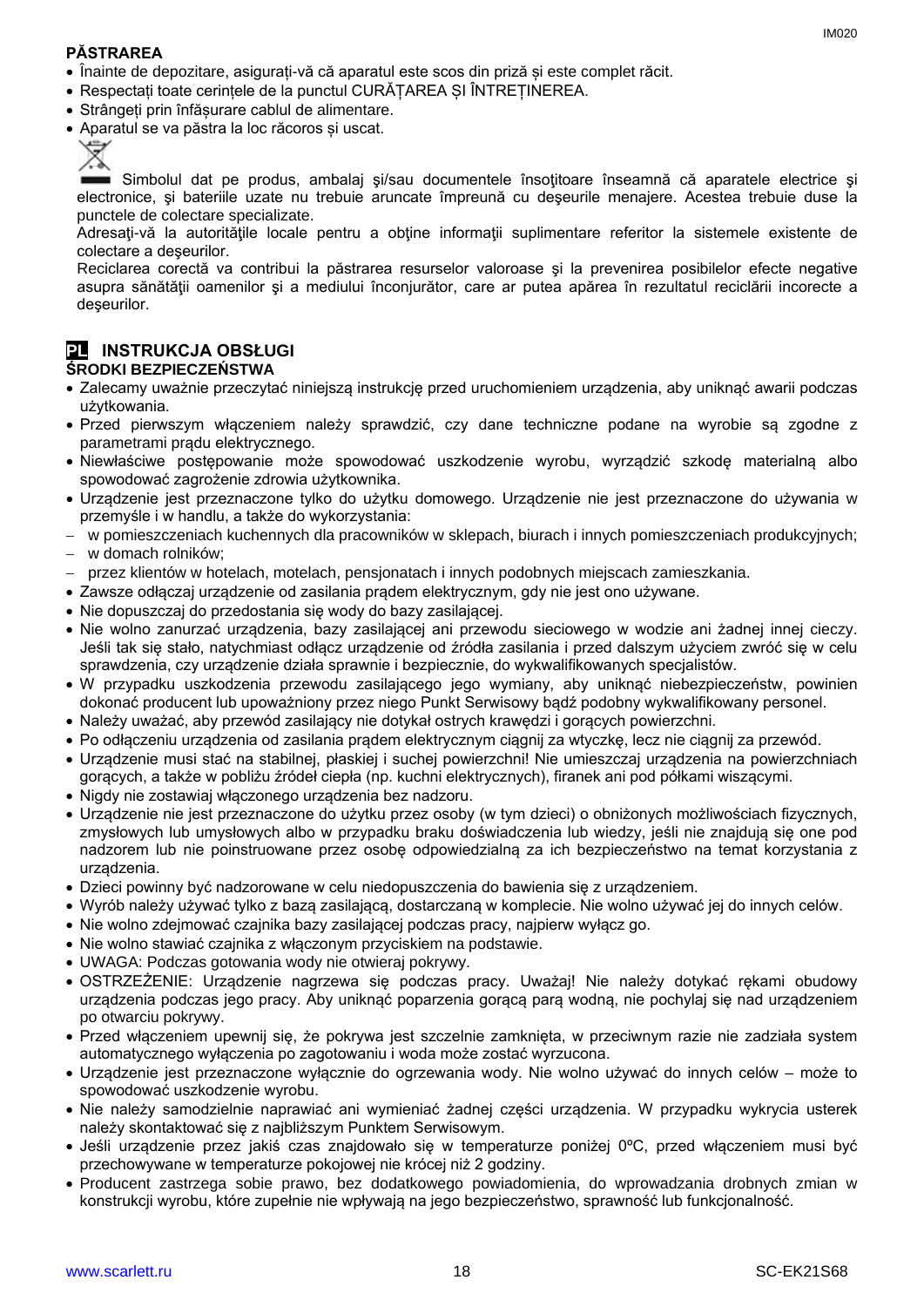**PĂSTRAREA**

- Înainte de depozitare, asiguraţi-vă că aparatul este scos din priză şi este complet răcit.
- Respectaţi toate cerinţele de la punctul CURĂŢAREA ŞI ÎNTREŢINEREA.
- Strângeţi prin înfăşurare cablul de alimentare.
- Aparatul se va păstra la loc răcoros şi uscat.

Simbolul dat pe produs, ambalaj şi/sau documentele însoţitoare înseamnă că aparatele electrice şi electronice, şi bateriile uzate nu trebuie aruncate împreună cu deşeurile menajere. Acestea trebuie duse la punctele de colectare specializate.

Adresaţi-vă la autorităţile locale pentru a obţine informaţii suplimentare referitor la sistemele existente de colectare a deşeurilor.

Reciclarea corectă va contribui la păstrarea resurselor valoroase şi la prevenirea posibilelor efecte negative asupra sănătăţii oamenilor şi a mediului înconjurător, care ar putea apărea în rezultatul reciclării incorecte a deşeurilor.

## PL INSTRUKCJA OBSŁUGI

**ŚRODKI BEZPIECZEŃSTWA**

- Zalecamy uważnie przeczytać niniejszą instrukcję przed uruchomieniem urządzenia, aby uniknąć awarii podczas użytkowania.
- Przed pierwszym włączeniem należy sprawdzić, czy dane techniczne podane na wyrobie są zgodne z parametrami prądu elektrycznego.
- Niewłaściwe postępowanie może spowodować uszkodzenie wyrobu, wyrządzić szkodę materialną albo spowodować zagrożenie zdrowia użytkownika.
- Urządzenie jest przeznaczone tylko do użytku domowego. Urządzenie nie jest przeznaczone do używania w przemyśle i w handlu, a także do wykorzystania:
  - w pomieszczeniach kuchennych dla pracowników w sklepach, biurach i innych pomieszczeniach produkcyjnych;
  - w domach rolników;
  - przez klientów w hotelach, motelach, pensjonatach i innych podobnych miejscach zamieszkania.
- Zawsze odłączaj urządzenie od zasilania prądem elektrycznym, gdy nie jest ono używane.
- Nie dopuszczaj do przedostania się wody do bazy zasilającej.
- Nie wolno zanurzać urządzenia, bazy zasilającej ani przewodu sieciowego w wodzie ani żadnej innej cieczy. Jeśli tak się stało, natychmiast odłącz urządzenie od źródła zasilania i przed dalszym użyciem zwróć się w celu sprawdzenia, czy urządzenie działa sprawnie i bezpiecznie, do wykwalifikowanych specjalistów.
- W przypadku uszkodzenia przewodu zasilającego jego wymiany, aby uniknąć niebezpieczeństw, powinien dokonać producent lub upoważniony przez niego Punkt Serwisowy bądź podobny wykwalifikowany personel.
- Należy uważać, aby przewód zasilający nie dotykał ostrych krawędzi i gorących powierzchni.
- Po odłączeniu urządzenia od zasilania prądem elektrycznym ciągnij za wtyczkę, lecz nie ciągnij za przewód.
- Urządzenie musi stać na stabilnej, płaskiej i suchej powierzchni! Nie umieszczaj urządzenia na powierzchniach gorących, a także w pobliżu źródeł ciepła (np. kuchni elektrycznych), firanek ani pod półkami wiszącymi.
- Nigdy nie zostawiaj włączonego urządzenia bez nadzoru.
- Urządzenie nie jest przeznaczone do użytku przez osoby (w tym dzieci) o obniżonych możliwościach fizycznych, zmysłowych lub umysłowych albo w przypadku braku doświadczenia lub wiedzy, jeśli nie znajdują się one pod nadzorem lub nie poinstruowane przez osobę odpowiedzialną za ich bezpieczeństwo na temat korzystania z urządzenia.
- Dzieci powinny być nadzorowane w celu niedopuszczenia do bawienia się z urządzeniem.
- Wyrób należy używać tylko z bazą zasilającą, dostarczaną w komplecie. Nie wolno używać jej do innych celów.
- Nie wolno zdejmować czajnika bazy zasilającej podczas pracy, najpierw wyłącz go.
- Nie wolno stawiać czajnika z włączonym przyciskiem na podstawie.
- UWAGA: Podczas gotowania wody nie otwieraj pokrywy.
- OSTRZEŻENIE: Urządzenie nagrzewa się podczas pracy. Uważaj! Nie należy dotykać rękami obudowy urządzenia podczas jego pracy. Aby uniknąć poparzenia gorącą parą wodną, nie pochylaj się nad urządzeniem po otwarciu pokrywy.
- Przed włączeniem upewnij się, że pokrywa jest szczelnie zamknięta, w przeciwnym razie nie zadziała system automatycznego wyłączenia po zagotowaniu i woda może zostać wyrzucona.
- Urządzenie jest przeznaczone wyłącznie do ogrzewania wody. Nie wolno używać do innych celów – może to spowodować uszkodzenie wyrobu.
- Nie należy samodzielnie naprawiać ani wymieniać żadnej części urządzenia. W przypadku wykrycia usterek należy skontaktować się z najbliższym Punktem Serwisowym.
- Jeśli urządzenie przez jakiś czas znajdowało się w temperaturze poniżej 0ºC, przed włączeniem musi być przechowywane w temperaturze pokojowej nie krócej niż 2 godziny.
- Producent zastrzega sobie prawo, bez dodatkowego powiadomienia, do wprowadzania drobnych zmian w konstrukcji wyrobu, które zupełnie nie wpływają na jego bezpieczeństwo, sprawność lub funkcjonalność.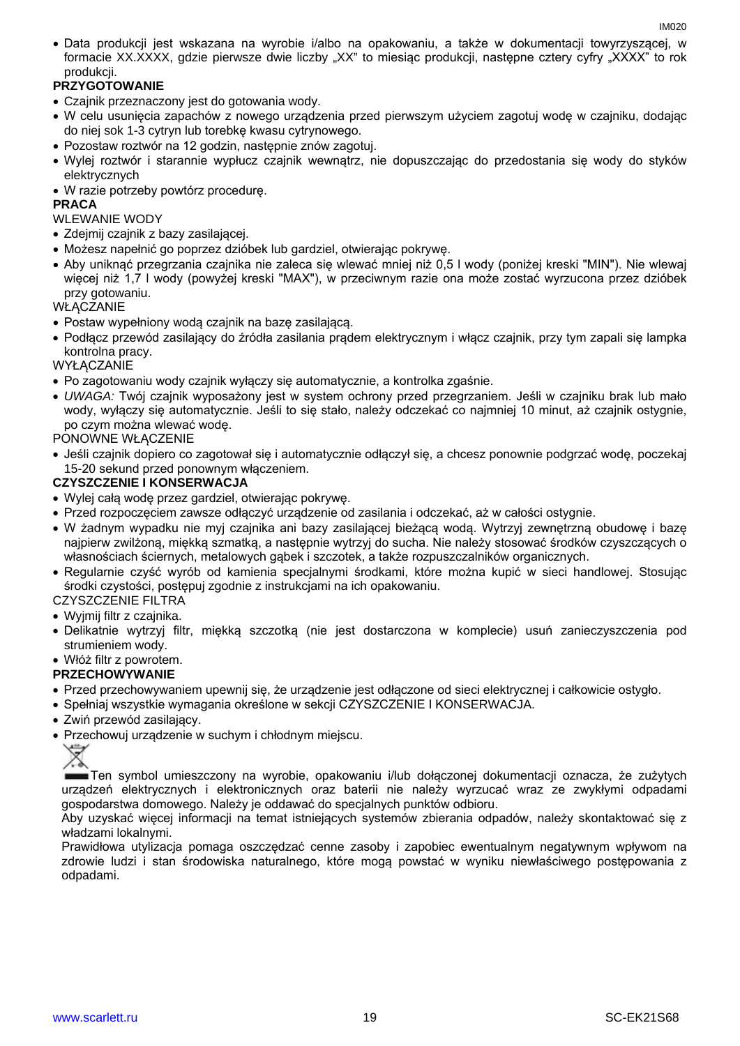- Data produkcji jest wskazana na wyrobie i/albo na opakowaniu, a także w dokumentacji towyrzyszącej, w formacie XX.XXXX, gdzie pierwsze dwie liczby „XX" to miesiąc produkcji, następne cztery cyfry „XXXX" to rok produkcji.

**PRZYGOTOWANIE**

- Czajnik przeznaczony jest do gotowania wody.
- W celu usunięcia zapachów z nowego urządzenia przed pierwszym użyciem zagotuj wodę w czajniku, dodając do niej sok 1-3 cytryn lub torebkę kwasu cytrynowego.
- Pozostaw roztwór na 12 godzin, następnie znów zagotuj.
- Wylej roztwór i starannie wypłucz czajnik wewnątrz, nie dopuszczając do przedostania się wody do styków elektrycznych
- W razie potrzeby powtórz procedurę.

**PRACA**

WLEWANIE WODY

- Zdejmij czajnik z bazy zasilającej.
- Możesz napełnić go poprzez dzióbek lub gardziel, otwierając pokrywę.
- Aby uniknąć przegrzania czajnika nie zaleca się wlewać mniej niż 0,5 l wody (poniżej kreski "MIN"). Nie wlewaj więcej niż 1,7 l wody (powyżej kreski "MAX"), w przeciwnym razie ona może zostać wyrzucona przez dzióbek przy gotowaniu.

WŁĄCZANIE

- Postaw wypełniony wodą czajnik na bazę zasilającą.
- Podłącz przewód zasilający do źródła zasilania prądem elektrycznym i włącz czajnik, przy tym zapali się lampka kontrolna pracy.

WYŁĄCZANIE

- Po zagotowaniu wody czajnik wyłączy się automatycznie, a kontrolka zgaśnie.
- *UWAGA:* Twój czajnik wyposażony jest w system ochrony przed przegrzaniem. Jeśli w czajniku brak lub mało wody, wyłączy się automatycznie. Jeśli to się stało, należy odczekać co najmniej 10 minut, aż czajnik ostygnie, po czym można wlewać wodę.

PONOWNE WŁĄCZENIE

- Jeśli czajnik dopiero co zagotował się i automatycznie odłączył się, a chcesz ponownie podgrzać wodę, poczekaj 15-20 sekund przed ponownym włączeniem.

**CZYSZCZENIE I KONSERWACJA**

- Wylej całą wodę przez gardziel, otwierając pokrywę.
- Przed rozpoczęciem zawsze odłączyć urządzenie od zasilania i odczekać, aż w całości ostygnie.
- W żadnym wypadku nie myj czajnika ani bazy zasilającej bieżącą wodą. Wytrzyj zewnętrzną obudowę i bazę najpierw zwilżoną, miękką szmatką, a następnie wytrzyj do sucha. Nie należy stosować środków czyszczących o własnościach ściernych, metalowych gąbek i szczotek, a także rozpuszczalników organicznych.
- Regularnie czyść wyrób od kamienia specjalnymi środkami, które można kupić w sieci handlowej. Stosując środki czystości, postępuj zgodnie z instrukcjami na ich opakowaniu.

CZYSZCZENIE FILTRA

- Wyjmij filtr z czajnika.
- Delikatnie wytrzyj filtr, miękką szczotką (nie jest dostarczona w komplecie) usuń zanieczyszczenia pod strumieniem wody.
- Włóż filtr z powrotem.

**PRZECHOWYWANIE**

- Przed przechowywaniem upewnij się, że urządzenie jest odłączone od sieci elektrycznej i całkowicie ostygło.
- Spełniaj wszystkie wymagania określone w sekcji CZYSZCZENIE I KONSERWACJA.
- Zwiń przewód zasilający.
- Przechowuj urządzenie w suchym i chłodnym miejscu.

Ten symbol umieszczony na wyrobie, opakowaniu i/lub dołączonej dokumentacji oznacza, że zużytych urządzeń elektrycznych i elektronicznych oraz baterii nie należy wyrzucać wraz ze zwykłymi odpadami gospodarstwa domowego. Należy je oddawać do specjalnych punktów odbioru.

Aby uzyskać więcej informacji na temat istniejących systemów zbierania odpadów, należy skontaktować się z władzami lokalnymi.

Prawidłowa utylizacja pomaga oszczędzać cenne zasoby i zapobiec ewentualnym negatywnym wpływom na zdrowie ludzi i stan środowiska naturalnego, które mogą powstać w wyniku niewłaściwego postępowania z odpadami.